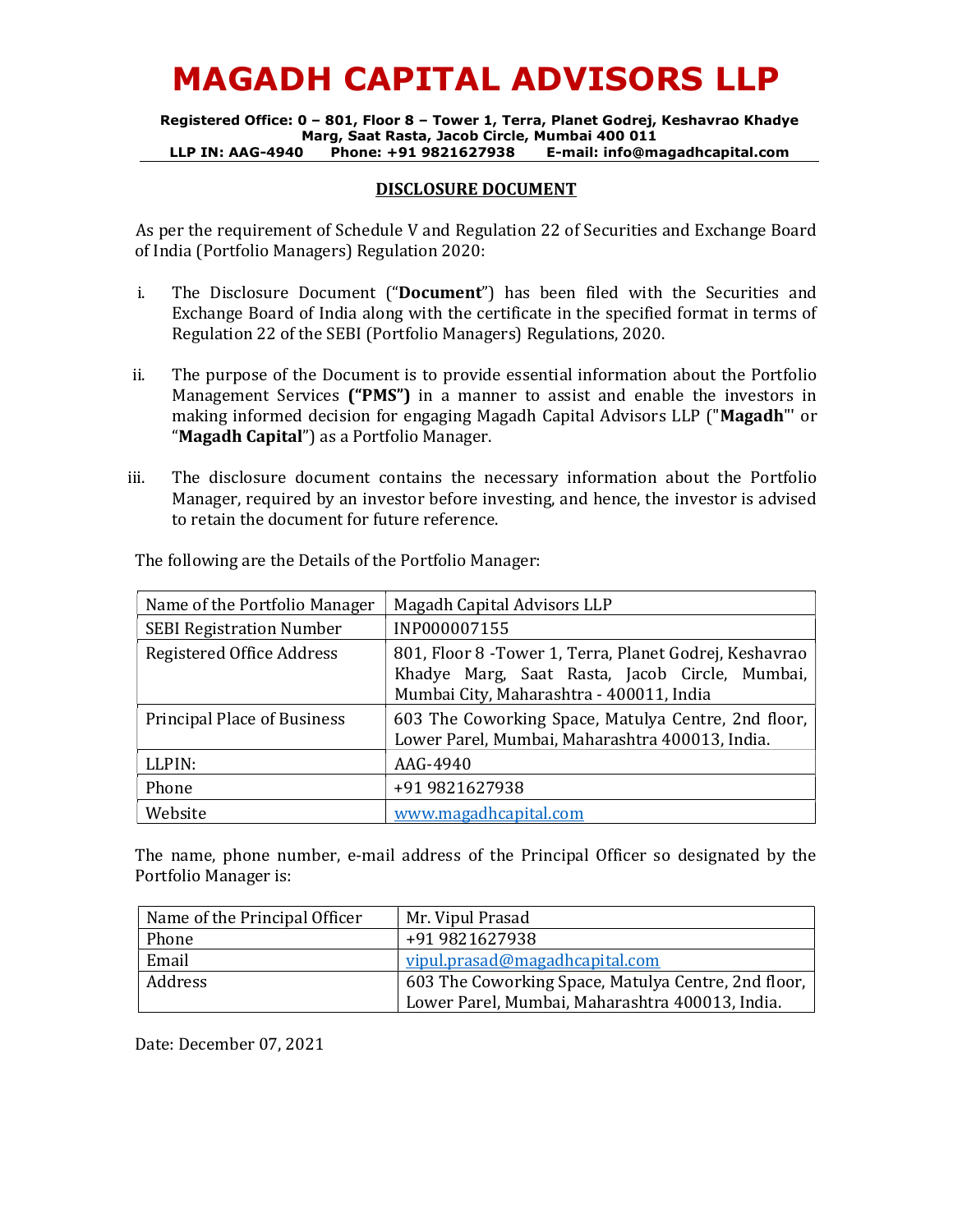# MAGADH CAPITAL ADVISORS LLP

**Registered Office: 0 – 801, Floor 8 – Tower 1, Terra, Planet Godrej, Keshavrao Khadye Marg, Saat Rasta, Jacob Circle, Mumbai 400 011**
**LLP IN: AAG-4940 Phone: +91 9821627938 E-mail: info@magadhcapital.com**

## DISCLOSURE DOCUMENT

As per the requirement of Schedule V and Regulation 22 of Securities and Exchange Board of India (Portfolio Managers) Regulation 2020:

i. The Disclosure Document ("**Document**") has been filed with the Securities and Exchange Board of India along with the certificate in the specified format in terms of Regulation 22 of the SEBI (Portfolio Managers) Regulations, 2020.

ii. The purpose of the Document is to provide essential information about the Portfolio Management Services **("PMS")** in a manner to assist and enable the investors in making informed decision for engaging Magadh Capital Advisors LLP ("**Magadh**"' or "**Magadh Capital**") as a Portfolio Manager.

iii. The disclosure document contains the necessary information about the Portfolio Manager, required by an investor before investing, and hence, the investor is advised to retain the document for future reference.

The following are the Details of the Portfolio Manager:

| Name of the Portfolio Manager | Magadh Capital Advisors LLP |
|---|---|
| SEBI Registration Number | INP000007155 |
| Registered Office Address | 801, Floor 8 -Tower 1, Terra, Planet Godrej, Keshavrao Khadye Marg, Saat Rasta, Jacob Circle, Mumbai, Mumbai City, Maharashtra - 400011, India |
| Principal Place of Business | 603 The Coworking Space, Matulya Centre, 2nd floor, Lower Parel, Mumbai, Maharashtra 400013, India. |
| LLPIN: | AAG-4940 |
| Phone | +91 9821627938 |
| Website | www.magadhcapital.com |

The name, phone number, e-mail address of the Principal Officer so designated by the Portfolio Manager is:

| Name of the Principal Officer | Mr. Vipul Prasad |
|---|---|
| Phone | +91 9821627938 |
| Email | vipul.prasad@magadhcapital.com |
| Address | 603 The Coworking Space, Matulya Centre, 2nd floor, Lower Parel, Mumbai, Maharashtra 400013, India. |

Date: December 07, 2021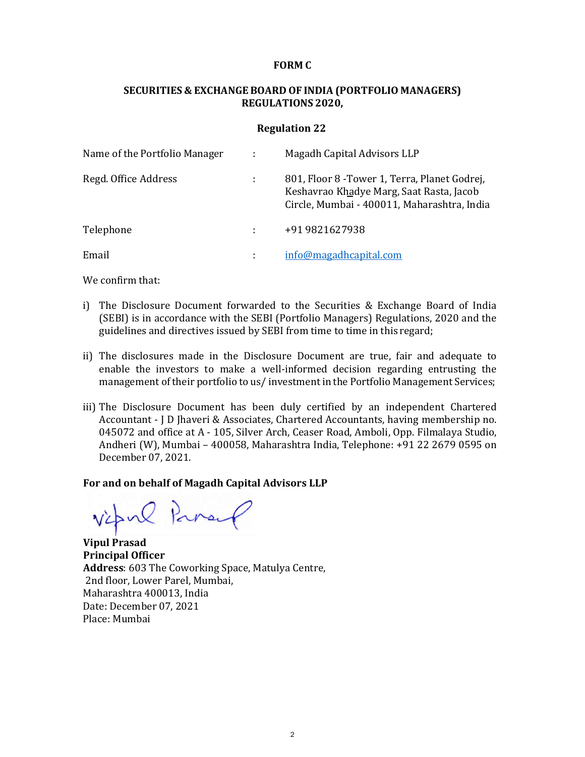**FORM C**

**SECURITIES & EXCHANGE BOARD OF INDIA (PORTFOLIO MANAGERS) REGULATIONS 2020,**

**Regulation 22**

| | | |
|---|---|---|
| Name of the Portfolio Manager | : | Magadh Capital Advisors LLP |
| Regd. Office Address | : | 801, Floor 8 -Tower 1, Terra, Planet Godrej, Keshavrao Khadye Marg, Saat Rasta, Jacob Circle, Mumbai - 400011, Maharashtra, India |
| Telephone | : | +91 9821627938 |
| Email | : | info@magadhcapital.com |

We confirm that:

i) The Disclosure Document forwarded to the Securities & Exchange Board of India (SEBI) is in accordance with the SEBI (Portfolio Managers) Regulations, 2020 and the guidelines and directives issued by SEBI from time to time in this regard;

ii) The disclosures made in the Disclosure Document are true, fair and adequate to enable the investors to make a well-informed decision regarding entrusting the management of their portfolio to us/ investment in the Portfolio Management Services;

iii) The Disclosure Document has been duly certified by an independent Chartered Accountant - J D Jhaveri & Associates, Chartered Accountants, having membership no. 045072 and office at A - 105, Silver Arch, Ceaser Road, Amboli, Opp. Filmalaya Studio, Andheri (W), Mumbai – 400058, Maharashtra India, Telephone: +91 22 2679 0595 on December 07, 2021.

**For and on behalf of Magadh Capital Advisors LLP**

**Vipul Prasad**
**Principal Officer**
**Address**: 603 The Coworking Space, Matulya Centre, 2nd floor, Lower Parel, Mumbai, Maharashtra 400013, India
Date: December 07, 2021
Place: Mumbai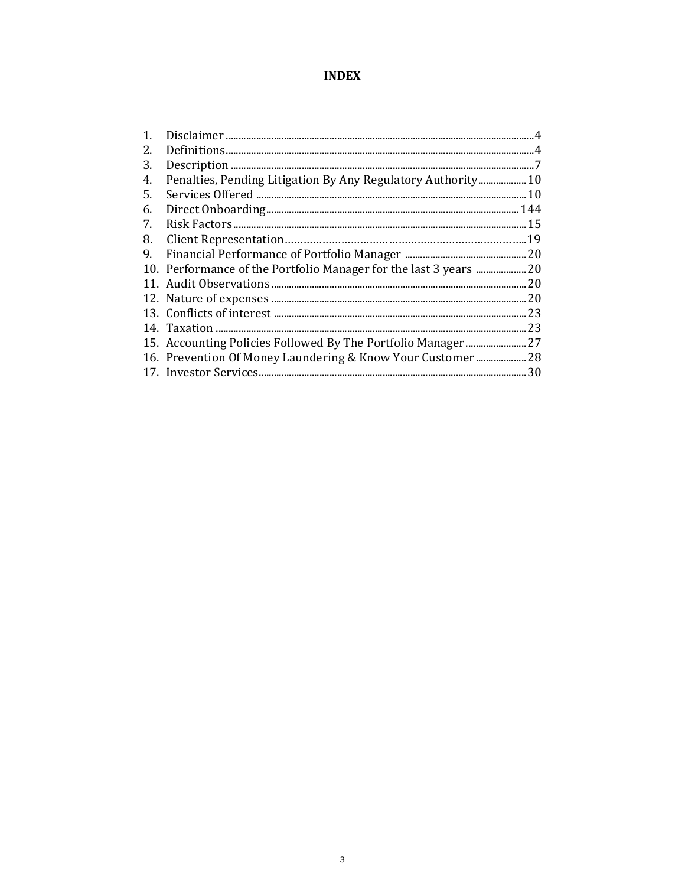# INDEX

| No. | Section | Page |
|---|---|---|
| 1. | Disclaimer | 4 |
| 2. | Definitions | 4 |
| 3. | Description | 7 |
| 4. | Penalties, Pending Litigation By Any Regulatory Authority | 10 |
| 5. | Services Offered | 10 |
| 6. | Direct Onboarding | 144 |
| 7. | Risk Factors | 15 |
| 8. | Client Representation | 19 |
| 9. | Financial Performance of Portfolio Manager | 20 |
| 10. | Performance of the Portfolio Manager for the last 3 years | 20 |
| 11. | Audit Observations | 20 |
| 12. | Nature of expenses | 20 |
| 13. | Conflicts of interest | 23 |
| 14. | Taxation | 23 |
| 15. | Accounting Policies Followed By The Portfolio Manager | 27 |
| 16. | Prevention Of Money Laundering & Know Your Customer | 28 |
| 17. | Investor Services | 30 |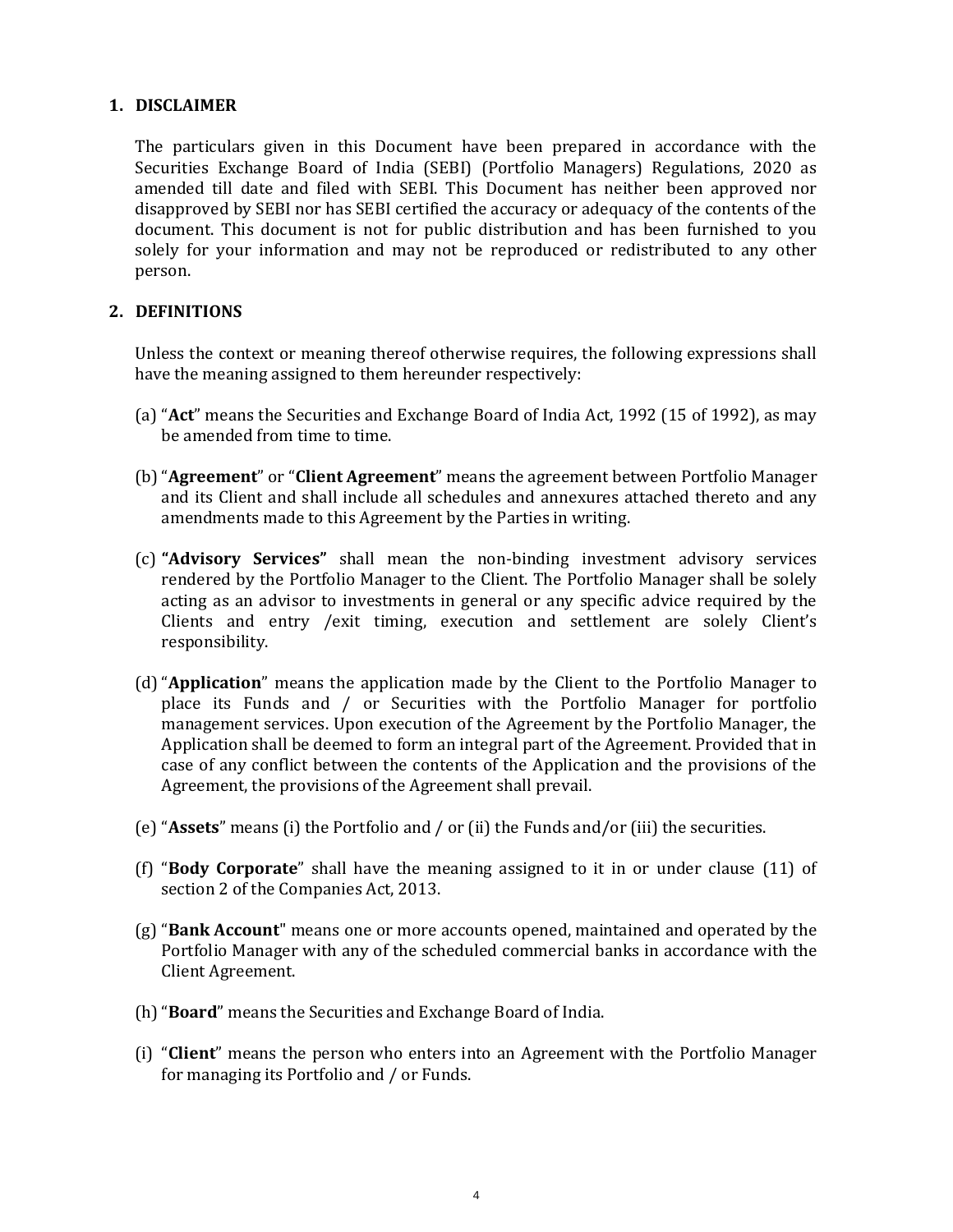## 1. DISCLAIMER

The particulars given in this Document have been prepared in accordance with the Securities Exchange Board of India (SEBI) (Portfolio Managers) Regulations, 2020 as amended till date and filed with SEBI. This Document has neither been approved nor disapproved by SEBI nor has SEBI certified the accuracy or adequacy of the contents of the document. This document is not for public distribution and has been furnished to you solely for your information and may not be reproduced or redistributed to any other person.

## 2. DEFINITIONS

Unless the context or meaning thereof otherwise requires, the following expressions shall have the meaning assigned to them hereunder respectively:

(a) "**Act**" means the Securities and Exchange Board of India Act, 1992 (15 of 1992), as may be amended from time to time.

(b) "**Agreement**" or "**Client Agreement**" means the agreement between Portfolio Manager and its Client and shall include all schedules and annexures attached thereto and any amendments made to this Agreement by the Parties in writing.

(c) **"Advisory Services"** shall mean the non-binding investment advisory services rendered by the Portfolio Manager to the Client. The Portfolio Manager shall be solely acting as an advisor to investments in general or any specific advice required by the Clients and entry /exit timing, execution and settlement are solely Client's responsibility.

(d) "**Application**" means the application made by the Client to the Portfolio Manager to place its Funds and / or Securities with the Portfolio Manager for portfolio management services. Upon execution of the Agreement by the Portfolio Manager, the Application shall be deemed to form an integral part of the Agreement. Provided that in case of any conflict between the contents of the Application and the provisions of the Agreement, the provisions of the Agreement shall prevail.

(e) "**Assets**" means (i) the Portfolio and / or (ii) the Funds and/or (iii) the securities.

(f) "**Body Corporate**" shall have the meaning assigned to it in or under clause (11) of section 2 of the Companies Act, 2013.

(g) "**Bank Account**" means one or more accounts opened, maintained and operated by the Portfolio Manager with any of the scheduled commercial banks in accordance with the Client Agreement.

(h) "**Board**" means the Securities and Exchange Board of India.

(i) "**Client**" means the person who enters into an Agreement with the Portfolio Manager for managing its Portfolio and / or Funds.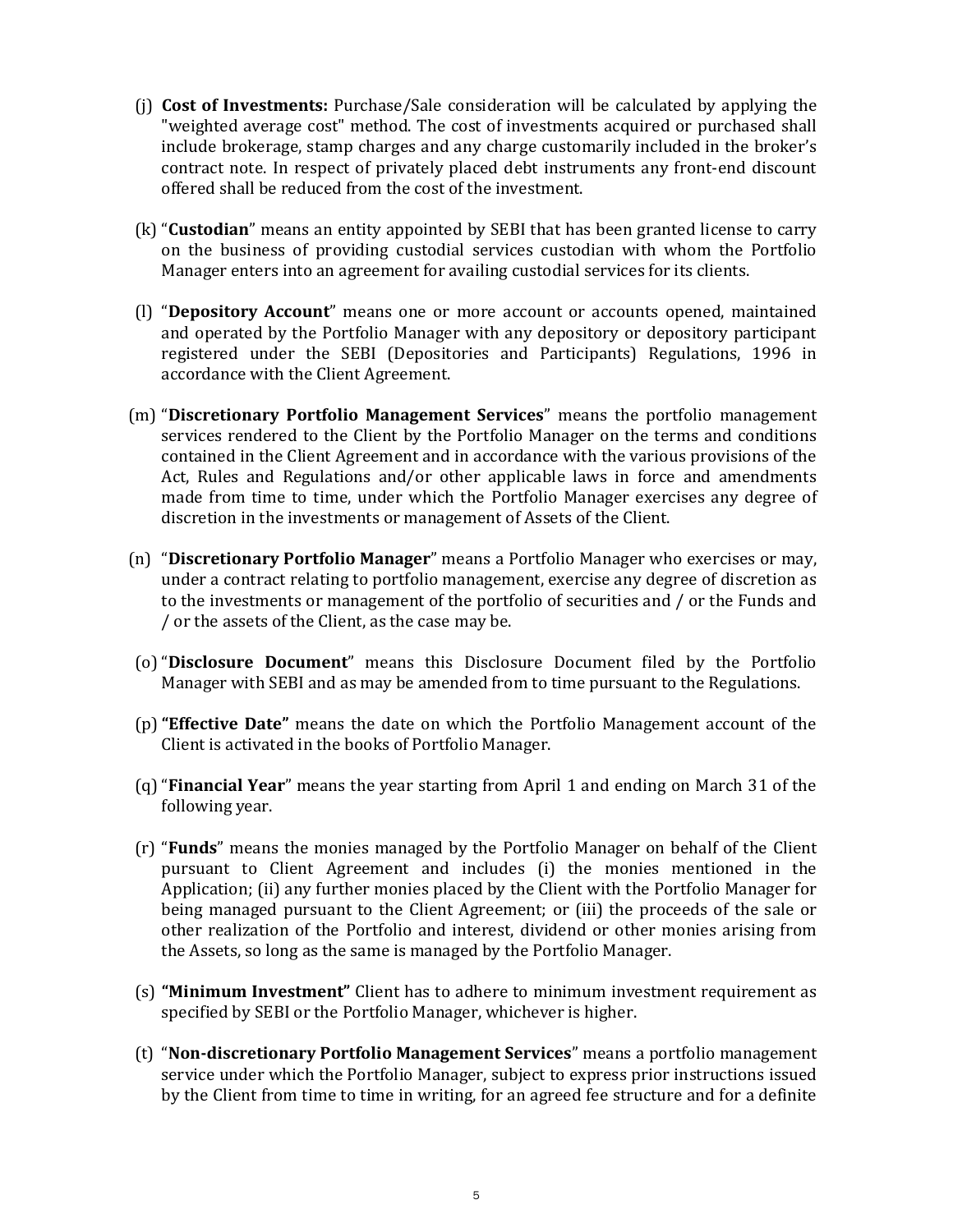(j) **Cost of Investments:** Purchase/Sale consideration will be calculated by applying the "weighted average cost" method. The cost of investments acquired or purchased shall include brokerage, stamp charges and any charge customarily included in the broker's contract note. In respect of privately placed debt instruments any front-end discount offered shall be reduced from the cost of the investment.

(k) "**Custodian**" means an entity appointed by SEBI that has been granted license to carry on the business of providing custodial services custodian with whom the Portfolio Manager enters into an agreement for availing custodial services for its clients.

(l) "**Depository Account**" means one or more account or accounts opened, maintained and operated by the Portfolio Manager with any depository or depository participant registered under the SEBI (Depositories and Participants) Regulations, 1996 in accordance with the Client Agreement.

(m) "**Discretionary Portfolio Management Services**" means the portfolio management services rendered to the Client by the Portfolio Manager on the terms and conditions contained in the Client Agreement and in accordance with the various provisions of the Act, Rules and Regulations and/or other applicable laws in force and amendments made from time to time, under which the Portfolio Manager exercises any degree of discretion in the investments or management of Assets of the Client.

(n) "**Discretionary Portfolio Manager**" means a Portfolio Manager who exercises or may, under a contract relating to portfolio management, exercise any degree of discretion as to the investments or management of the portfolio of securities and / or the Funds and / or the assets of the Client, as the case may be.

(o) "**Disclosure Document**" means this Disclosure Document filed by the Portfolio Manager with SEBI and as may be amended from to time pursuant to the Regulations.

(p) **"Effective Date"** means the date on which the Portfolio Management account of the Client is activated in the books of Portfolio Manager.

(q) "**Financial Year**" means the year starting from April 1 and ending on March 31 of the following year.

(r) "**Funds**" means the monies managed by the Portfolio Manager on behalf of the Client pursuant to Client Agreement and includes (i) the monies mentioned in the Application; (ii) any further monies placed by the Client with the Portfolio Manager for being managed pursuant to the Client Agreement; or (iii) the proceeds of the sale or other realization of the Portfolio and interest, dividend or other monies arising from the Assets, so long as the same is managed by the Portfolio Manager.

(s) **"Minimum Investment"** Client has to adhere to minimum investment requirement as specified by SEBI or the Portfolio Manager, whichever is higher.

(t) "**Non-discretionary Portfolio Management Services**" means a portfolio management service under which the Portfolio Manager, subject to express prior instructions issued by the Client from time to time in writing, for an agreed fee structure and for a definite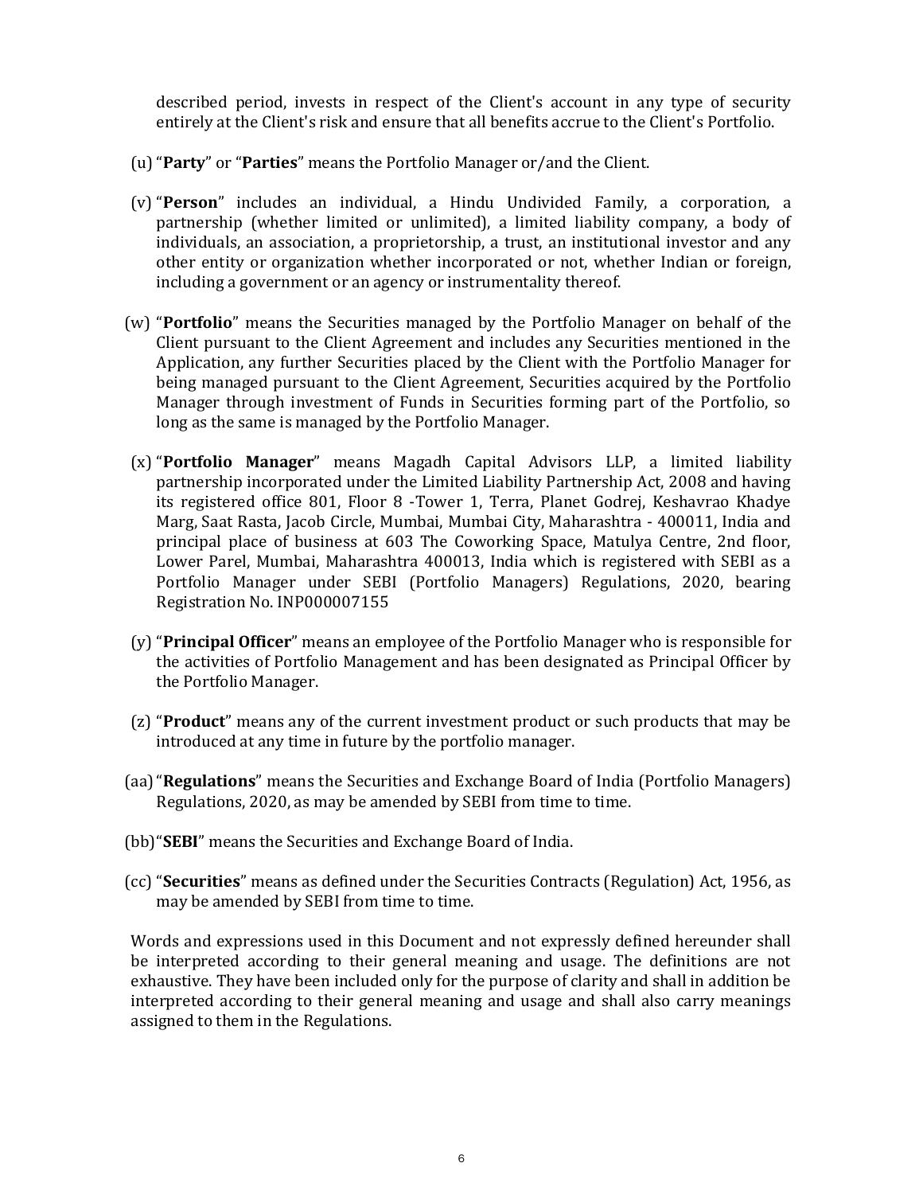described period, invests in respect of the Client's account in any type of security entirely at the Client's risk and ensure that all benefits accrue to the Client's Portfolio.

(u) "**Party**" or "**Parties**" means the Portfolio Manager or/and the Client.

(v) "**Person**" includes an individual, a Hindu Undivided Family, a corporation, a partnership (whether limited or unlimited), a limited liability company, a body of individuals, an association, a proprietorship, a trust, an institutional investor and any other entity or organization whether incorporated or not, whether Indian or foreign, including a government or an agency or instrumentality thereof.

(w) "**Portfolio**" means the Securities managed by the Portfolio Manager on behalf of the Client pursuant to the Client Agreement and includes any Securities mentioned in the Application, any further Securities placed by the Client with the Portfolio Manager for being managed pursuant to the Client Agreement, Securities acquired by the Portfolio Manager through investment of Funds in Securities forming part of the Portfolio, so long as the same is managed by the Portfolio Manager.

(x) "**Portfolio Manager**" means Magadh Capital Advisors LLP, a limited liability partnership incorporated under the Limited Liability Partnership Act, 2008 and having its registered office 801, Floor 8 -Tower 1, Terra, Planet Godrej, Keshavrao Khadye Marg, Saat Rasta, Jacob Circle, Mumbai, Mumbai City, Maharashtra - 400011, India and principal place of business at 603 The Coworking Space, Matulya Centre, 2nd floor, Lower Parel, Mumbai, Maharashtra 400013, India which is registered with SEBI as a Portfolio Manager under SEBI (Portfolio Managers) Regulations, 2020, bearing Registration No. INP000007155

(y) "**Principal Officer**" means an employee of the Portfolio Manager who is responsible for the activities of Portfolio Management and has been designated as Principal Officer by the Portfolio Manager.

(z) "**Product**" means any of the current investment product or such products that may be introduced at any time in future by the portfolio manager.

(aa) "**Regulations**" means the Securities and Exchange Board of India (Portfolio Managers) Regulations, 2020, as may be amended by SEBI from time to time.

(bb) "**SEBI**" means the Securities and Exchange Board of India.

(cc) "**Securities**" means as defined under the Securities Contracts (Regulation) Act, 1956, as may be amended by SEBI from time to time.

Words and expressions used in this Document and not expressly defined hereunder shall be interpreted according to their general meaning and usage. The definitions are not exhaustive. They have been included only for the purpose of clarity and shall in addition be interpreted according to their general meaning and usage and shall also carry meanings assigned to them in the Regulations.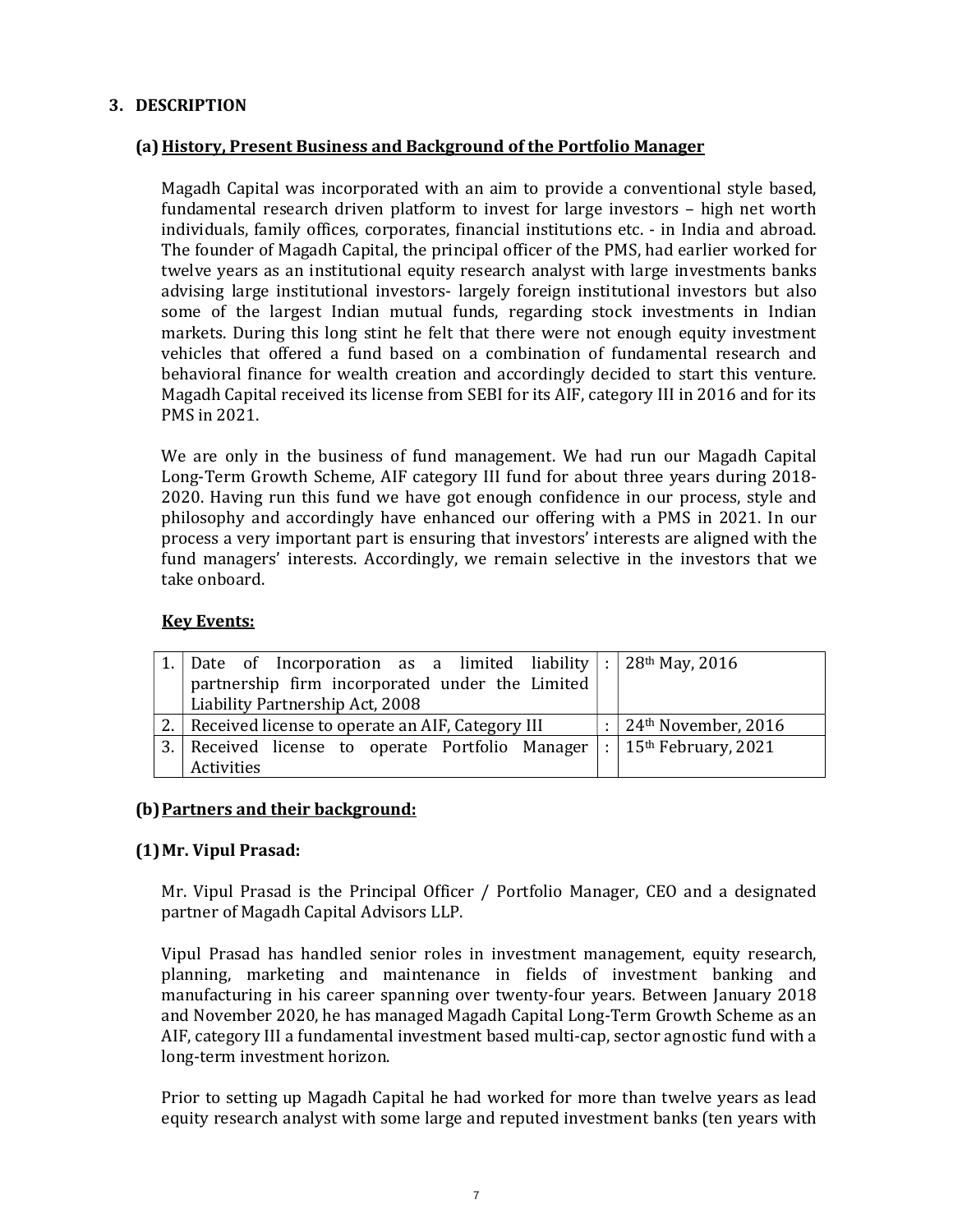## 3. DESCRIPTION

### (a) History, Present Business and Background of the Portfolio Manager

Magadh Capital was incorporated with an aim to provide a conventional style based, fundamental research driven platform to invest for large investors – high net worth individuals, family offices, corporates, financial institutions etc. - in India and abroad. The founder of Magadh Capital, the principal officer of the PMS, had earlier worked for twelve years as an institutional equity research analyst with large investments banks advising large institutional investors- largely foreign institutional investors but also some of the largest Indian mutual funds, regarding stock investments in Indian markets. During this long stint he felt that there were not enough equity investment vehicles that offered a fund based on a combination of fundamental research and behavioral finance for wealth creation and accordingly decided to start this venture. Magadh Capital received its license from SEBI for its AIF, category III in 2016 and for its PMS in 2021.

We are only in the business of fund management. We had run our Magadh Capital Long-Term Growth Scheme, AIF category III fund for about three years during 2018-2020. Having run this fund we have got enough confidence in our process, style and philosophy and accordingly have enhanced our offering with a PMS in 2021. In our process a very important part is ensuring that investors' interests are aligned with the fund managers' interests. Accordingly, we remain selective in the investors that we take onboard.

**Key Events:**

| | | | |
|---|---|---|---|
| 1. | Date of Incorporation as a limited liability partnership firm incorporated under the Limited Liability Partnership Act, 2008 | : | 28th May, 2016 |
| 2. | Received license to operate an AIF, Category III | : | 24th November, 2016 |
| 3. | Received license to operate Portfolio Manager Activities | : | 15th February, 2021 |

### (b) Partners and their background:

#### (1) Mr. Vipul Prasad:

Mr. Vipul Prasad is the Principal Officer / Portfolio Manager, CEO and a designated partner of Magadh Capital Advisors LLP.

Vipul Prasad has handled senior roles in investment management, equity research, planning, marketing and maintenance in fields of investment banking and manufacturing in his career spanning over twenty-four years. Between January 2018 and November 2020, he has managed Magadh Capital Long-Term Growth Scheme as an AIF, category III a fundamental investment based multi-cap, sector agnostic fund with a long-term investment horizon.

Prior to setting up Magadh Capital he had worked for more than twelve years as lead equity research analyst with some large and reputed investment banks (ten years with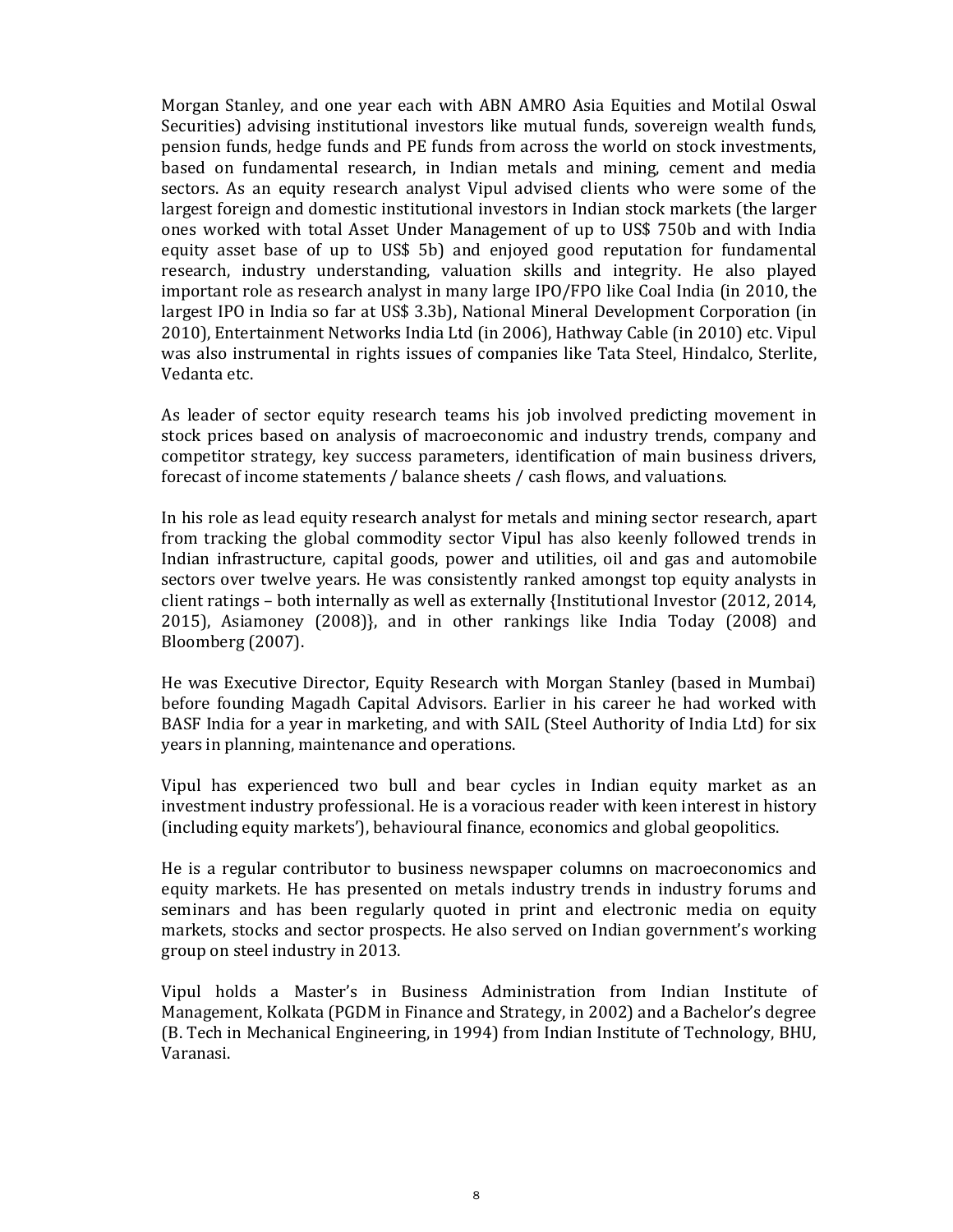Morgan Stanley, and one year each with ABN AMRO Asia Equities and Motilal Oswal Securities) advising institutional investors like mutual funds, sovereign wealth funds, pension funds, hedge funds and PE funds from across the world on stock investments, based on fundamental research, in Indian metals and mining, cement and media sectors. As an equity research analyst Vipul advised clients who were some of the largest foreign and domestic institutional investors in Indian stock markets (the larger ones worked with total Asset Under Management of up to US$ 750b and with India equity asset base of up to US$ 5b) and enjoyed good reputation for fundamental research, industry understanding, valuation skills and integrity. He also played important role as research analyst in many large IPO/FPO like Coal India (in 2010, the largest IPO in India so far at US$ 3.3b), National Mineral Development Corporation (in 2010), Entertainment Networks India Ltd (in 2006), Hathway Cable (in 2010) etc. Vipul was also instrumental in rights issues of companies like Tata Steel, Hindalco, Sterlite, Vedanta etc.

As leader of sector equity research teams his job involved predicting movement in stock prices based on analysis of macroeconomic and industry trends, company and competitor strategy, key success parameters, identification of main business drivers, forecast of income statements / balance sheets / cash flows, and valuations.

In his role as lead equity research analyst for metals and mining sector research, apart from tracking the global commodity sector Vipul has also keenly followed trends in Indian infrastructure, capital goods, power and utilities, oil and gas and automobile sectors over twelve years. He was consistently ranked amongst top equity analysts in client ratings – both internally as well as externally {Institutional Investor (2012, 2014, 2015), Asiamoney (2008)}, and in other rankings like India Today (2008) and Bloomberg (2007).

He was Executive Director, Equity Research with Morgan Stanley (based in Mumbai) before founding Magadh Capital Advisors. Earlier in his career he had worked with BASF India for a year in marketing, and with SAIL (Steel Authority of India Ltd) for six years in planning, maintenance and operations.

Vipul has experienced two bull and bear cycles in Indian equity market as an investment industry professional. He is a voracious reader with keen interest in history (including equity markets'), behavioural finance, economics and global geopolitics.

He is a regular contributor to business newspaper columns on macroeconomics and equity markets. He has presented on metals industry trends in industry forums and seminars and has been regularly quoted in print and electronic media on equity markets, stocks and sector prospects. He also served on Indian government's working group on steel industry in 2013.

Vipul holds a Master's in Business Administration from Indian Institute of Management, Kolkata (PGDM in Finance and Strategy, in 2002) and a Bachelor's degree (B. Tech in Mechanical Engineering, in 1994) from Indian Institute of Technology, BHU, Varanasi.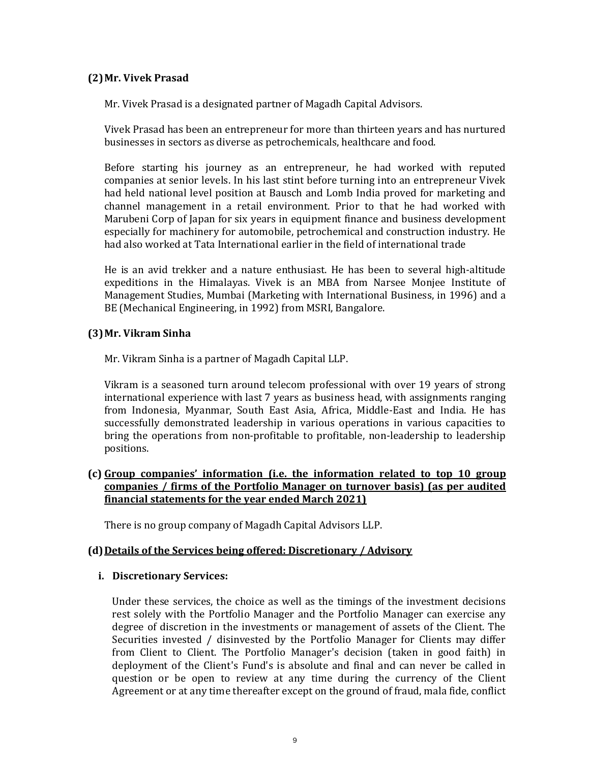**(2) Mr. Vivek Prasad**

Mr. Vivek Prasad is a designated partner of Magadh Capital Advisors.

Vivek Prasad has been an entrepreneur for more than thirteen years and has nurtured businesses in sectors as diverse as petrochemicals, healthcare and food.

Before starting his journey as an entrepreneur, he had worked with reputed companies at senior levels. In his last stint before turning into an entrepreneur Vivek had held national level position at Bausch and Lomb India proved for marketing and channel management in a retail environment. Prior to that he had worked with Marubeni Corp of Japan for six years in equipment finance and business development especially for machinery for automobile, petrochemical and construction industry. He had also worked at Tata International earlier in the field of international trade

He is an avid trekker and a nature enthusiast. He has been to several high-altitude expeditions in the Himalayas. Vivek is an MBA from Narsee Monjee Institute of Management Studies, Mumbai (Marketing with International Business, in 1996) and a BE (Mechanical Engineering, in 1992) from MSRI, Bangalore.

**(3) Mr. Vikram Sinha**

Mr. Vikram Sinha is a partner of Magadh Capital LLP.

Vikram is a seasoned turn around telecom professional with over 19 years of strong international experience with last 7 years as business head, with assignments ranging from Indonesia, Myanmar, South East Asia, Africa, Middle-East and India. He has successfully demonstrated leadership in various operations in various capacities to bring the operations from non-profitable to profitable, non-leadership to leadership positions.

**(c) Group companies' information (i.e. the information related to top 10 group companies / firms of the Portfolio Manager on turnover basis) (as per audited financial statements for the year ended March 2021)**

There is no group company of Magadh Capital Advisors LLP.

**(d) Details of the Services being offered: Discretionary / Advisory**

**i. Discretionary Services:**

Under these services, the choice as well as the timings of the investment decisions rest solely with the Portfolio Manager and the Portfolio Manager can exercise any degree of discretion in the investments or management of assets of the Client. The Securities invested / disinvested by the Portfolio Manager for Clients may differ from Client to Client. The Portfolio Manager's decision (taken in good faith) in deployment of the Client's Fund's is absolute and final and can never be called in question or be open to review at any time during the currency of the Client Agreement or at any time thereafter except on the ground of fraud, mala fide, conflict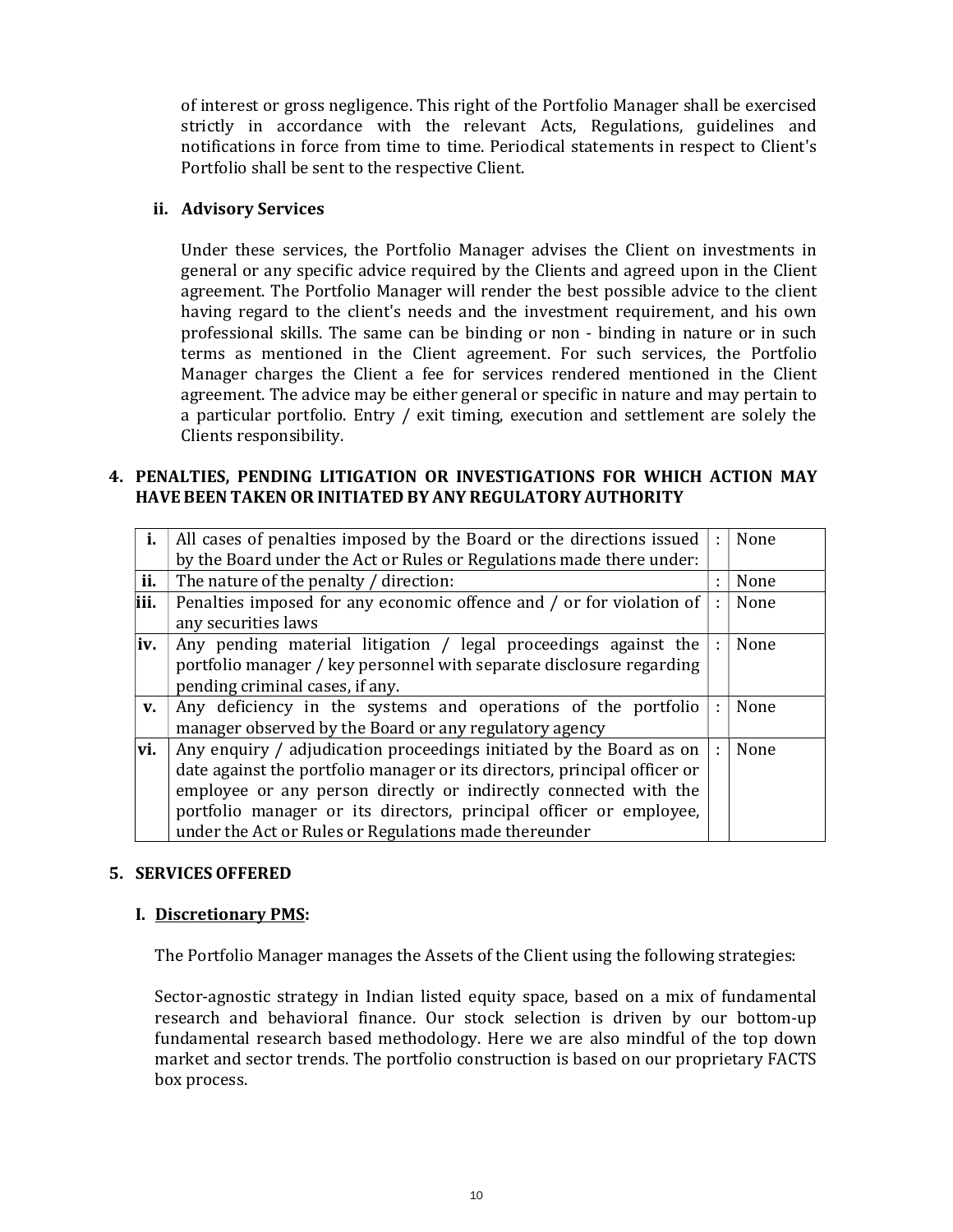of interest or gross negligence. This right of the Portfolio Manager shall be exercised strictly in accordance with the relevant Acts, Regulations, guidelines and notifications in force from time to time. Periodical statements in respect to Client's Portfolio shall be sent to the respective Client.

**ii. Advisory Services**

Under these services, the Portfolio Manager advises the Client on investments in general or any specific advice required by the Clients and agreed upon in the Client agreement. The Portfolio Manager will render the best possible advice to the client having regard to the client's needs and the investment requirement, and his own professional skills. The same can be binding or non - binding in nature or in such terms as mentioned in the Client agreement. For such services, the Portfolio Manager charges the Client a fee for services rendered mentioned in the Client agreement. The advice may be either general or specific in nature and may pertain to a particular portfolio. Entry / exit timing, execution and settlement are solely the Clients responsibility.

## 4. PENALTIES, PENDING LITIGATION OR INVESTIGATIONS FOR WHICH ACTION MAY HAVE BEEN TAKEN OR INITIATED BY ANY REGULATORY AUTHORITY

| | | | |
|---|---|---|---|
| **i.** | All cases of penalties imposed by the Board or the directions issued by the Board under the Act or Rules or Regulations made there under: | : | None |
| **ii.** | The nature of the penalty / direction: | : | None |
| **iii.** | Penalties imposed for any economic offence and / or for violation of any securities laws | : | None |
| **iv.** | Any pending material litigation / legal proceedings against the portfolio manager / key personnel with separate disclosure regarding pending criminal cases, if any. | : | None |
| **v.** | Any deficiency in the systems and operations of the portfolio manager observed by the Board or any regulatory agency | : | None |
| **vi.** | Any enquiry / adjudication proceedings initiated by the Board as on date against the portfolio manager or its directors, principal officer or employee or any person directly or indirectly connected with the portfolio manager or its directors, principal officer or employee, under the Act or Rules or Regulations made thereunder | : | None |

## 5. SERVICES OFFERED

### I. Discretionary PMS:

The Portfolio Manager manages the Assets of the Client using the following strategies:

Sector-agnostic strategy in Indian listed equity space, based on a mix of fundamental research and behavioral finance. Our stock selection is driven by our bottom-up fundamental research based methodology. Here we are also mindful of the top down market and sector trends. The portfolio construction is based on our proprietary FACTS box process.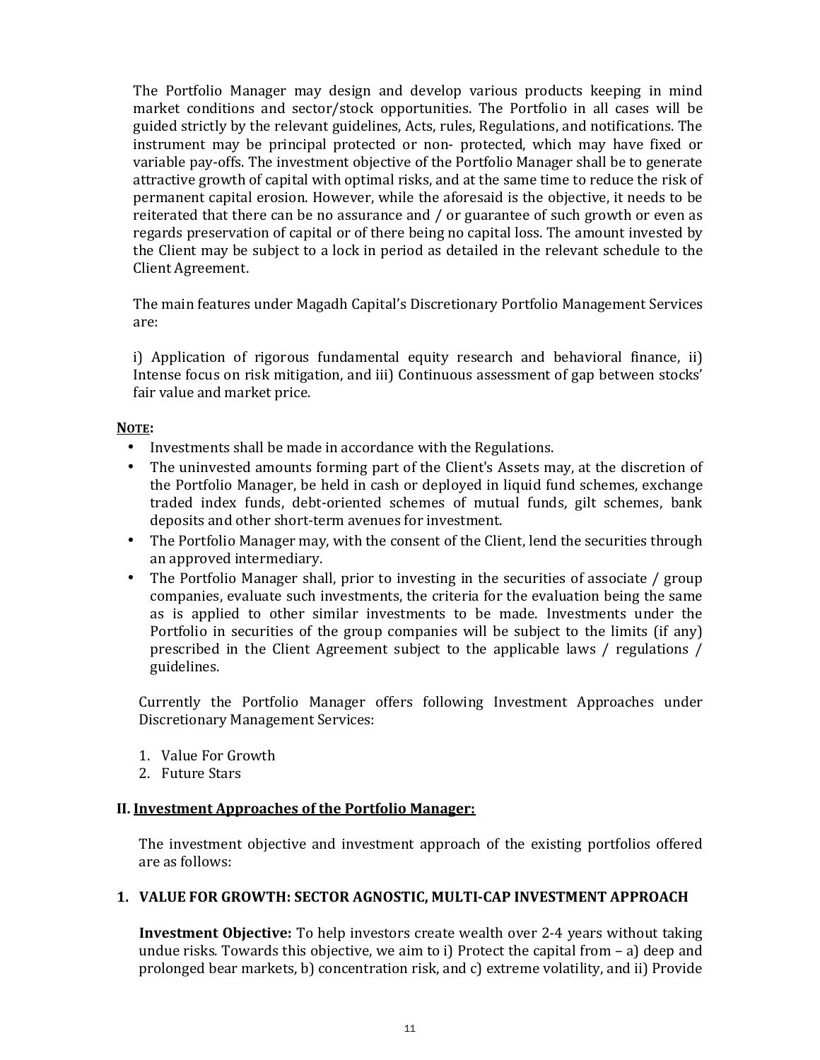The Portfolio Manager may design and develop various products keeping in mind market conditions and sector/stock opportunities. The Portfolio in all cases will be guided strictly by the relevant guidelines, Acts, rules, Regulations, and notifications. The instrument may be principal protected or non- protected, which may have fixed or variable pay-offs. The investment objective of the Portfolio Manager shall be to generate attractive growth of capital with optimal risks, and at the same time to reduce the risk of permanent capital erosion. However, while the aforesaid is the objective, it needs to be reiterated that there can be no assurance and / or guarantee of such growth or even as regards preservation of capital or of there being no capital loss. The amount invested by the Client may be subject to a lock in period as detailed in the relevant schedule to the Client Agreement.

The main features under Magadh Capital's Discretionary Portfolio Management Services are:

i) Application of rigorous fundamental equity research and behavioral finance, ii) Intense focus on risk mitigation, and iii) Continuous assessment of gap between stocks' fair value and market price.

**NOTE:**

- Investments shall be made in accordance with the Regulations.
- The uninvested amounts forming part of the Client's Assets may, at the discretion of the Portfolio Manager, be held in cash or deployed in liquid fund schemes, exchange traded index funds, debt-oriented schemes of mutual funds, gilt schemes, bank deposits and other short-term avenues for investment.
- The Portfolio Manager may, with the consent of the Client, lend the securities through an approved intermediary.
- The Portfolio Manager shall, prior to investing in the securities of associate / group companies, evaluate such investments, the criteria for the evaluation being the same as is applied to other similar investments to be made. Investments under the Portfolio in securities of the group companies will be subject to the limits (if any) prescribed in the Client Agreement subject to the applicable laws / regulations / guidelines.

Currently the Portfolio Manager offers following Investment Approaches under Discretionary Management Services:

1. Value For Growth
2. Future Stars

## II. Investment Approaches of the Portfolio Manager:

The investment objective and investment approach of the existing portfolios offered are as follows:

### 1. VALUE FOR GROWTH: SECTOR AGNOSTIC, MULTI-CAP INVESTMENT APPROACH

**Investment Objective:** To help investors create wealth over 2-4 years without taking undue risks. Towards this objective, we aim to i) Protect the capital from – a) deep and prolonged bear markets, b) concentration risk, and c) extreme volatility, and ii) Provide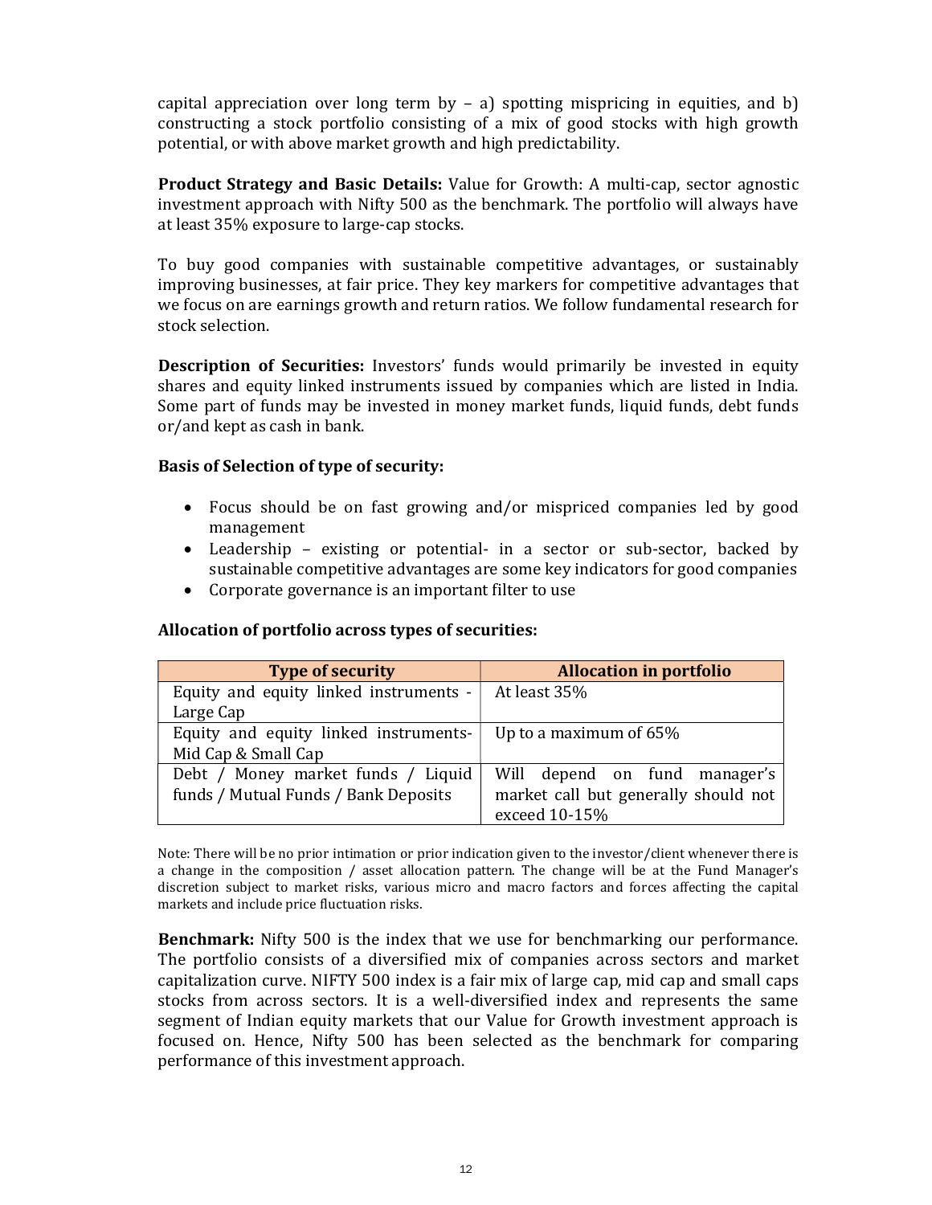capital appreciation over long term by – a) spotting mispricing in equities, and b) constructing a stock portfolio consisting of a mix of good stocks with high growth potential, or with above market growth and high predictability.

**Product Strategy and Basic Details:** Value for Growth: A multi-cap, sector agnostic investment approach with Nifty 500 as the benchmark. The portfolio will always have at least 35% exposure to large-cap stocks.

To buy good companies with sustainable competitive advantages, or sustainably improving businesses, at fair price. They key markers for competitive advantages that we focus on are earnings growth and return ratios. We follow fundamental research for stock selection.

**Description of Securities:** Investors' funds would primarily be invested in equity shares and equity linked instruments issued by companies which are listed in India. Some part of funds may be invested in money market funds, liquid funds, debt funds or/and kept as cash in bank.

**Basis of Selection of type of security:**

- Focus should be on fast growing and/or mispriced companies led by good management
- Leadership – existing or potential- in a sector or sub-sector, backed by sustainable competitive advantages are some key indicators for good companies
- Corporate governance is an important filter to use

**Allocation of portfolio across types of securities:**

| Type of security | Allocation in portfolio |
|---|---|
| Equity and equity linked instruments - Large Cap | At least 35% |
| Equity and equity linked instruments- Mid Cap & Small Cap | Up to a maximum of 65% |
| Debt / Money market funds / Liquid funds / Mutual Funds / Bank Deposits | Will depend on fund manager's market call but generally should not exceed 10-15% |

Note: There will be no prior intimation or prior indication given to the investor/client whenever there is a change in the composition / asset allocation pattern. The change will be at the Fund Manager's discretion subject to market risks, various micro and macro factors and forces affecting the capital markets and include price fluctuation risks.

**Benchmark:** Nifty 500 is the index that we use for benchmarking our performance. The portfolio consists of a diversified mix of companies across sectors and market capitalization curve. NIFTY 500 index is a fair mix of large cap, mid cap and small caps stocks from across sectors. It is a well-diversified index and represents the same segment of Indian equity markets that our Value for Growth investment approach is focused on. Hence, Nifty 500 has been selected as the benchmark for comparing performance of this investment approach.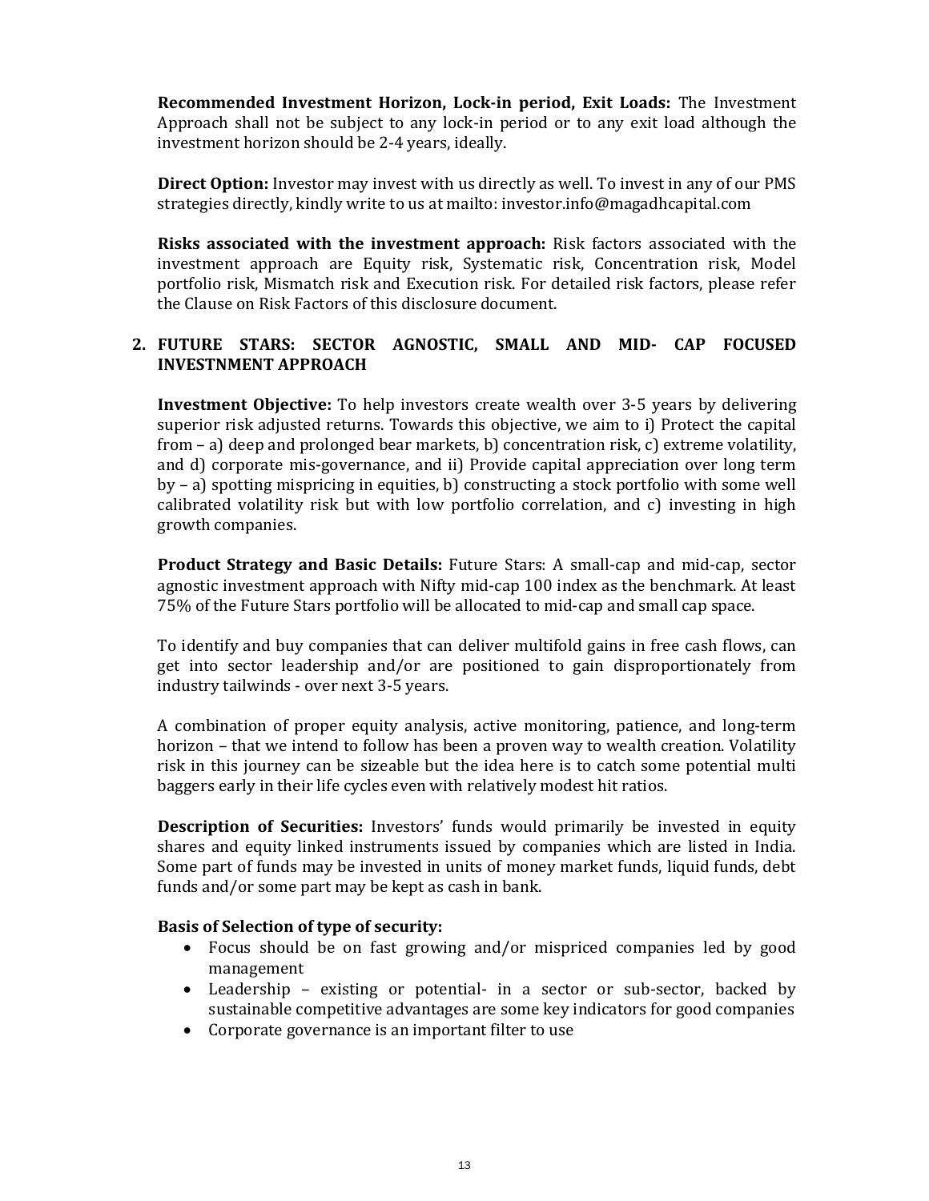**Recommended Investment Horizon, Lock-in period, Exit Loads:** The Investment Approach shall not be subject to any lock-in period or to any exit load although the investment horizon should be 2-4 years, ideally.

**Direct Option:** Investor may invest with us directly as well. To invest in any of our PMS strategies directly, kindly write to us at mailto: investor.info@magadhcapital.com

**Risks associated with the investment approach:** Risk factors associated with the investment approach are Equity risk, Systematic risk, Concentration risk, Model portfolio risk, Mismatch risk and Execution risk. For detailed risk factors, please refer the Clause on Risk Factors of this disclosure document.

## 2. FUTURE STARS: SECTOR AGNOSTIC, SMALL AND MID- CAP FOCUSED INVESTNMENT APPROACH

**Investment Objective:** To help investors create wealth over 3-5 years by delivering superior risk adjusted returns. Towards this objective, we aim to i) Protect the capital from – a) deep and prolonged bear markets, b) concentration risk, c) extreme volatility, and d) corporate mis-governance, and ii) Provide capital appreciation over long term by – a) spotting mispricing in equities, b) constructing a stock portfolio with some well calibrated volatility risk but with low portfolio correlation, and c) investing in high growth companies.

**Product Strategy and Basic Details:** Future Stars: A small-cap and mid-cap, sector agnostic investment approach with Nifty mid-cap 100 index as the benchmark. At least 75% of the Future Stars portfolio will be allocated to mid-cap and small cap space.

To identify and buy companies that can deliver multifold gains in free cash flows, can get into sector leadership and/or are positioned to gain disproportionately from industry tailwinds - over next 3-5 years.

A combination of proper equity analysis, active monitoring, patience, and long-term horizon – that we intend to follow has been a proven way to wealth creation. Volatility risk in this journey can be sizeable but the idea here is to catch some potential multi baggers early in their life cycles even with relatively modest hit ratios.

**Description of Securities:** Investors' funds would primarily be invested in equity shares and equity linked instruments issued by companies which are listed in India. Some part of funds may be invested in units of money market funds, liquid funds, debt funds and/or some part may be kept as cash in bank.

**Basis of Selection of type of security:**

- Focus should be on fast growing and/or mispriced companies led by good management
- Leadership – existing or potential- in a sector or sub-sector, backed by sustainable competitive advantages are some key indicators for good companies
- Corporate governance is an important filter to use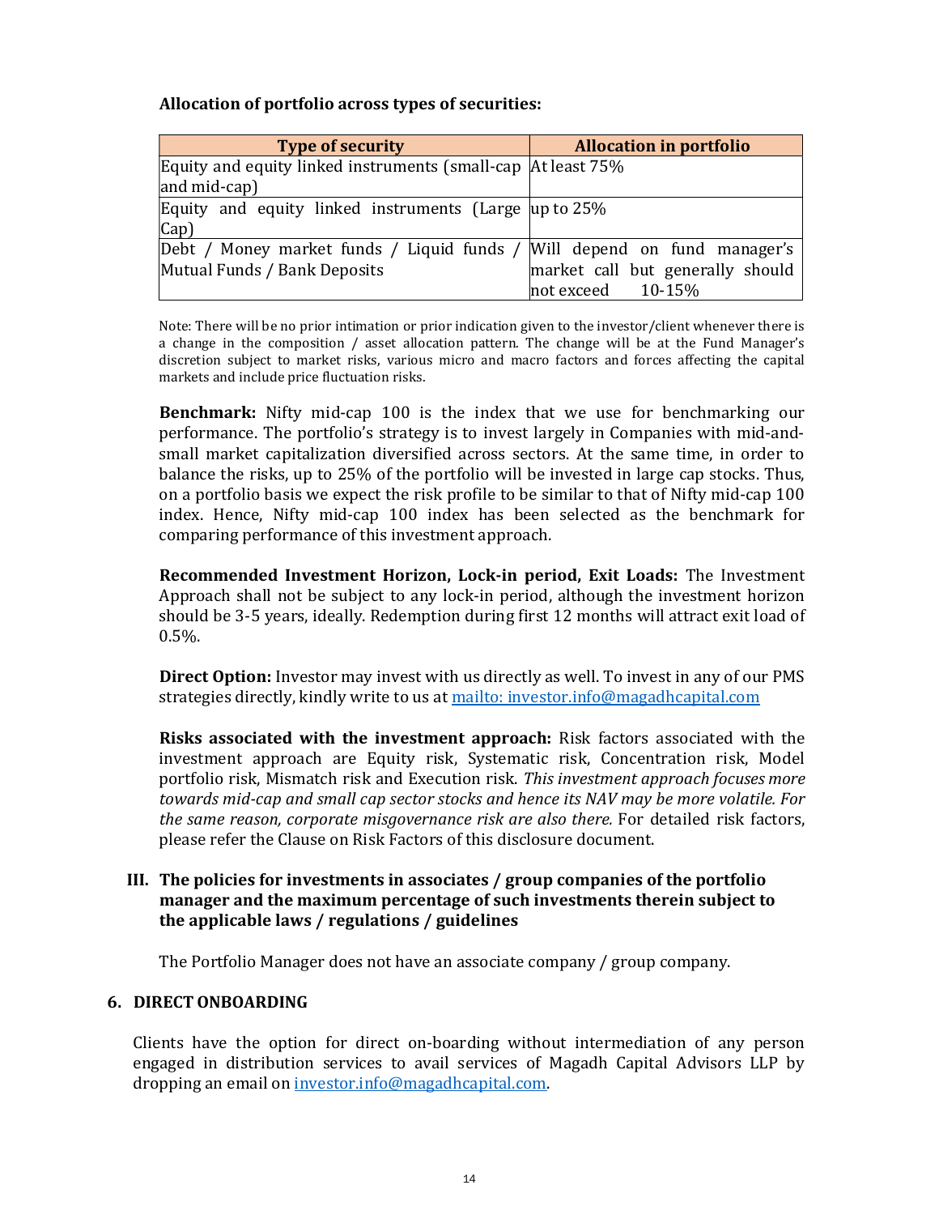**Allocation of portfolio across types of securities:**

| Type of security | Allocation in portfolio |
|---|---|
| Equity and equity linked instruments (small-cap and mid-cap) | At least 75% |
| Equity and equity linked instruments (Large Cap) | up to 25% |
| Debt / Money market funds / Liquid funds / Mutual Funds / Bank Deposits | Will depend on fund manager's market call but generally should not exceed 10-15% |

Note: There will be no prior intimation or prior indication given to the investor/client whenever there is a change in the composition / asset allocation pattern. The change will be at the Fund Manager's discretion subject to market risks, various micro and macro factors and forces affecting the capital markets and include price fluctuation risks.

**Benchmark:** Nifty mid-cap 100 is the index that we use for benchmarking our performance. The portfolio's strategy is to invest largely in Companies with mid-and-small market capitalization diversified across sectors. At the same time, in order to balance the risks, up to 25% of the portfolio will be invested in large cap stocks. Thus, on a portfolio basis we expect the risk profile to be similar to that of Nifty mid-cap 100 index. Hence, Nifty mid-cap 100 index has been selected as the benchmark for comparing performance of this investment approach.

**Recommended Investment Horizon, Lock-in period, Exit Loads:** The Investment Approach shall not be subject to any lock-in period, although the investment horizon should be 3-5 years, ideally. Redemption during first 12 months will attract exit load of 0.5%.

**Direct Option:** Investor may invest with us directly as well. To invest in any of our PMS strategies directly, kindly write to us at [mailto: investor.info@magadhcapital.com](mailto:investor.info@magadhcapital.com)

**Risks associated with the investment approach:** Risk factors associated with the investment approach are Equity risk, Systematic risk, Concentration risk, Model portfolio risk, Mismatch risk and Execution risk. *This investment approach focuses more towards mid-cap and small cap sector stocks and hence its NAV may be more volatile. For the same reason, corporate misgovernance risk are also there.* For detailed risk factors, please refer the Clause on Risk Factors of this disclosure document.

### III. The policies for investments in associates / group companies of the portfolio manager and the maximum percentage of such investments therein subject to the applicable laws / regulations / guidelines

The Portfolio Manager does not have an associate company / group company.

## 6. DIRECT ONBOARDING

Clients have the option for direct on-boarding without intermediation of any person engaged in distribution services to avail services of Magadh Capital Advisors LLP by dropping an email on [investor.info@magadhcapital.com](mailto:investor.info@magadhcapital.com).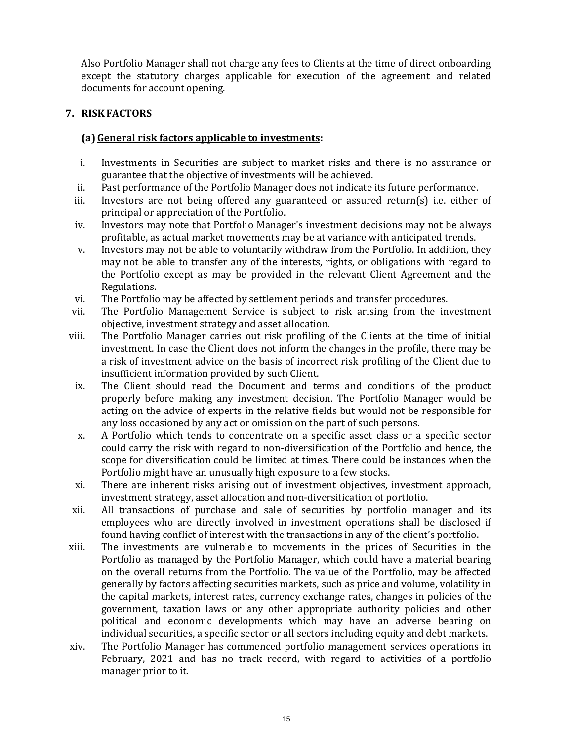Also Portfolio Manager shall not charge any fees to Clients at the time of direct onboarding except the statutory charges applicable for execution of the agreement and related documents for account opening.

## 7. RISK FACTORS

### (a) <u>General risk factors applicable to investments</u>:

i. Investments in Securities are subject to market risks and there is no assurance or guarantee that the objective of investments will be achieved.

ii. Past performance of the Portfolio Manager does not indicate its future performance.

iii. Investors are not being offered any guaranteed or assured return(s) i.e. either of principal or appreciation of the Portfolio.

iv. Investors may note that Portfolio Manager's investment decisions may not be always profitable, as actual market movements may be at variance with anticipated trends.

v. Investors may not be able to voluntarily withdraw from the Portfolio. In addition, they may not be able to transfer any of the interests, rights, or obligations with regard to the Portfolio except as may be provided in the relevant Client Agreement and the Regulations.

vi. The Portfolio may be affected by settlement periods and transfer procedures.

vii. The Portfolio Management Service is subject to risk arising from the investment objective, investment strategy and asset allocation.

viii. The Portfolio Manager carries out risk profiling of the Clients at the time of initial investment. In case the Client does not inform the changes in the profile, there may be a risk of investment advice on the basis of incorrect risk profiling of the Client due to insufficient information provided by such Client.

ix. The Client should read the Document and terms and conditions of the product properly before making any investment decision. The Portfolio Manager would be acting on the advice of experts in the relative fields but would not be responsible for any loss occasioned by any act or omission on the part of such persons.

x. A Portfolio which tends to concentrate on a specific asset class or a specific sector could carry the risk with regard to non-diversification of the Portfolio and hence, the scope for diversification could be limited at times. There could be instances when the Portfolio might have an unusually high exposure to a few stocks.

xi. There are inherent risks arising out of investment objectives, investment approach, investment strategy, asset allocation and non-diversification of portfolio.

xii. All transactions of purchase and sale of securities by portfolio manager and its employees who are directly involved in investment operations shall be disclosed if found having conflict of interest with the transactions in any of the client's portfolio.

xiii. The investments are vulnerable to movements in the prices of Securities in the Portfolio as managed by the Portfolio Manager, which could have a material bearing on the overall returns from the Portfolio. The value of the Portfolio, may be affected generally by factors affecting securities markets, such as price and volume, volatility in the capital markets, interest rates, currency exchange rates, changes in policies of the government, taxation laws or any other appropriate authority policies and other political and economic developments which may have an adverse bearing on individual securities, a specific sector or all sectors including equity and debt markets.

xiv. The Portfolio Manager has commenced portfolio management services operations in February, 2021 and has no track record, with regard to activities of a portfolio manager prior to it.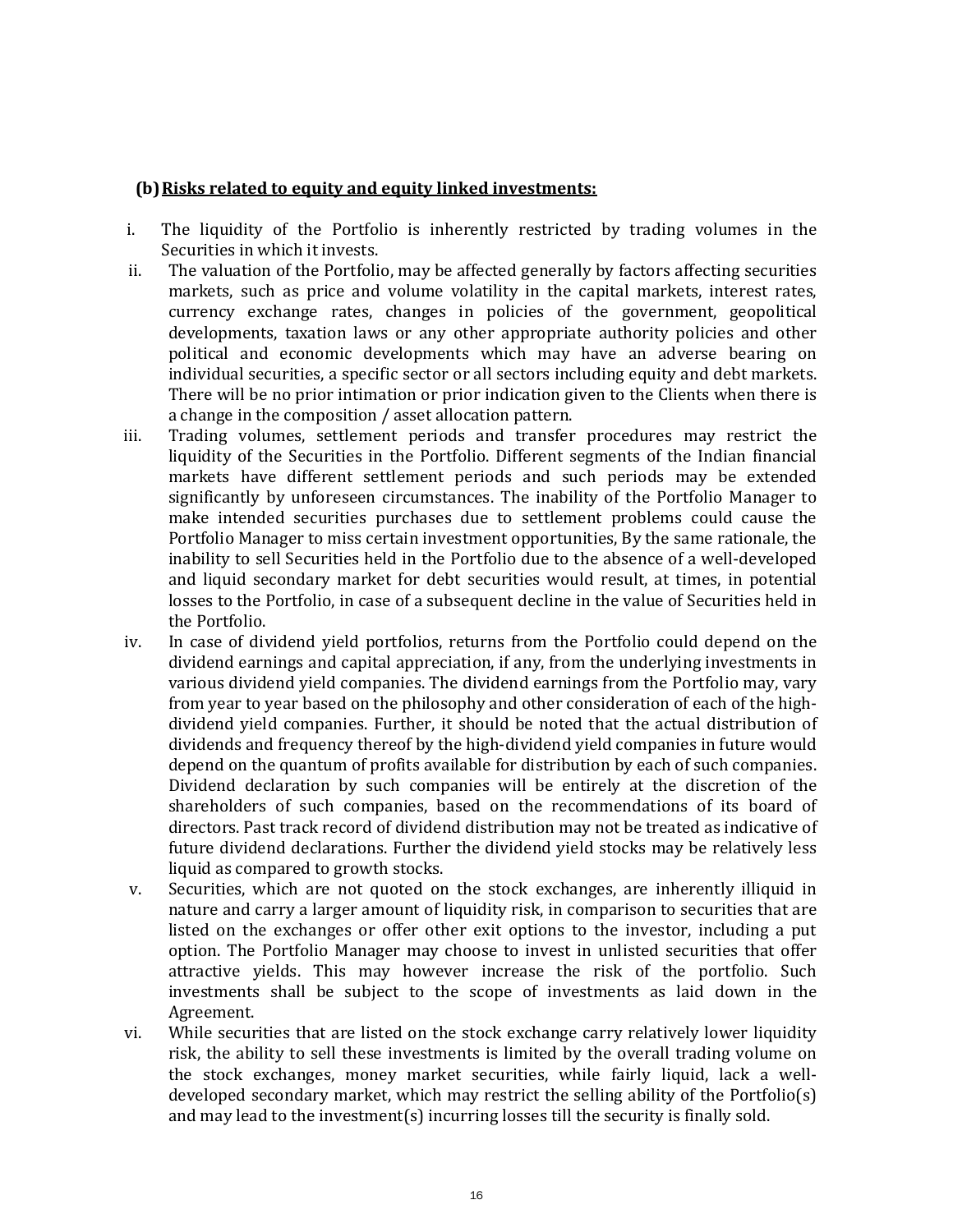**(b) Risks related to equity and equity linked investments:**

i. The liquidity of the Portfolio is inherently restricted by trading volumes in the Securities in which it invests.

ii. The valuation of the Portfolio, may be affected generally by factors affecting securities markets, such as price and volume volatility in the capital markets, interest rates, currency exchange rates, changes in policies of the government, geopolitical developments, taxation laws or any other appropriate authority policies and other political and economic developments which may have an adverse bearing on individual securities, a specific sector or all sectors including equity and debt markets. There will be no prior intimation or prior indication given to the Clients when there is a change in the composition / asset allocation pattern.

iii. Trading volumes, settlement periods and transfer procedures may restrict the liquidity of the Securities in the Portfolio. Different segments of the Indian financial markets have different settlement periods and such periods may be extended significantly by unforeseen circumstances. The inability of the Portfolio Manager to make intended securities purchases due to settlement problems could cause the Portfolio Manager to miss certain investment opportunities, By the same rationale, the inability to sell Securities held in the Portfolio due to the absence of a well-developed and liquid secondary market for debt securities would result, at times, in potential losses to the Portfolio, in case of a subsequent decline in the value of Securities held in the Portfolio.

iv. In case of dividend yield portfolios, returns from the Portfolio could depend on the dividend earnings and capital appreciation, if any, from the underlying investments in various dividend yield companies. The dividend earnings from the Portfolio may, vary from year to year based on the philosophy and other consideration of each of the high-dividend yield companies. Further, it should be noted that the actual distribution of dividends and frequency thereof by the high-dividend yield companies in future would depend on the quantum of profits available for distribution by each of such companies. Dividend declaration by such companies will be entirely at the discretion of the shareholders of such companies, based on the recommendations of its board of directors. Past track record of dividend distribution may not be treated as indicative of future dividend declarations. Further the dividend yield stocks may be relatively less liquid as compared to growth stocks.

v. Securities, which are not quoted on the stock exchanges, are inherently illiquid in nature and carry a larger amount of liquidity risk, in comparison to securities that are listed on the exchanges or offer other exit options to the investor, including a put option. The Portfolio Manager may choose to invest in unlisted securities that offer attractive yields. This may however increase the risk of the portfolio. Such investments shall be subject to the scope of investments as laid down in the Agreement.

vi. While securities that are listed on the stock exchange carry relatively lower liquidity risk, the ability to sell these investments is limited by the overall trading volume on the stock exchanges, money market securities, while fairly liquid, lack a well-developed secondary market, which may restrict the selling ability of the Portfolio(s) and may lead to the investment(s) incurring losses till the security is finally sold.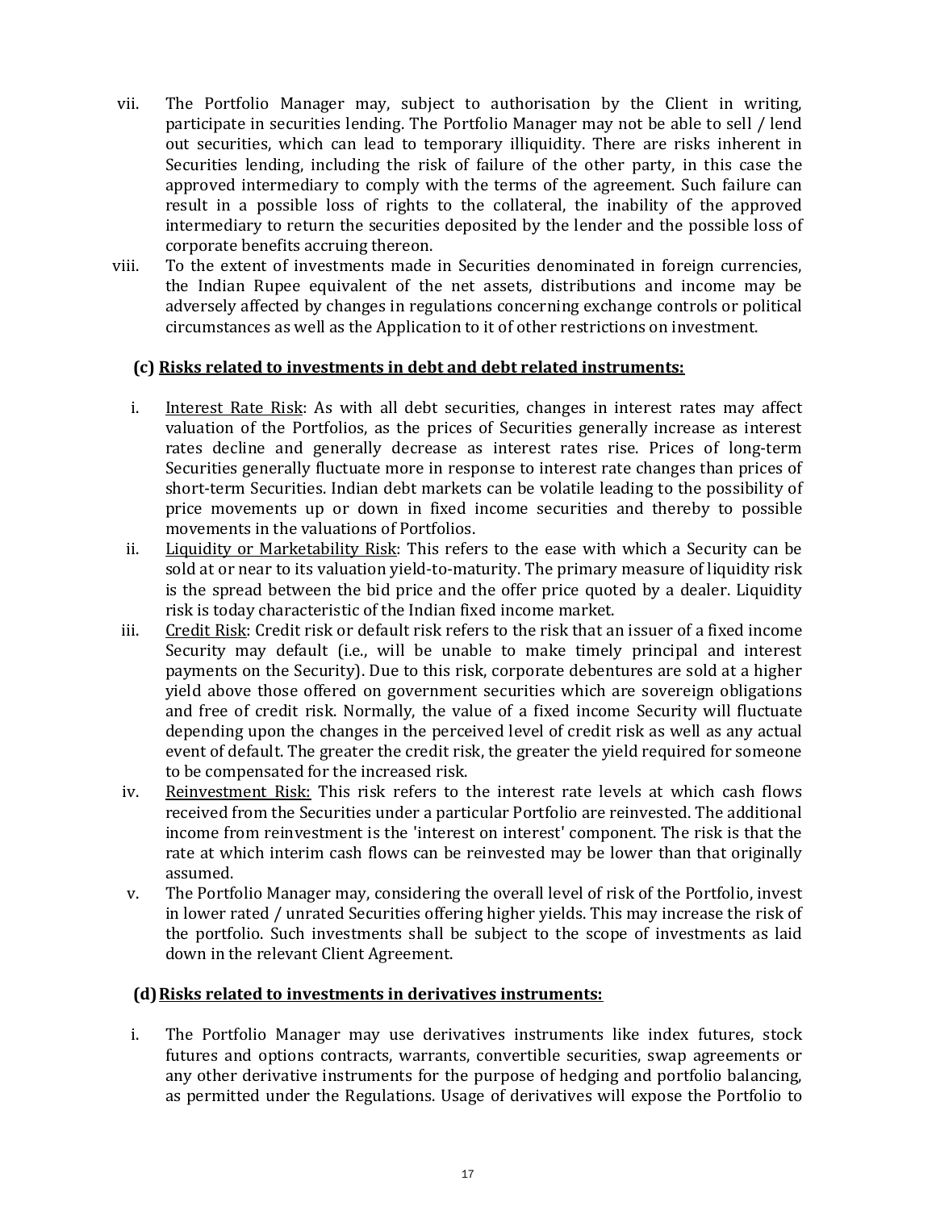vii. The Portfolio Manager may, subject to authorisation by the Client in writing, participate in securities lending. The Portfolio Manager may not be able to sell / lend out securities, which can lead to temporary illiquidity. There are risks inherent in Securities lending, including the risk of failure of the other party, in this case the approved intermediary to comply with the terms of the agreement. Such failure can result in a possible loss of rights to the collateral, the inability of the approved intermediary to return the securities deposited by the lender and the possible loss of corporate benefits accruing thereon.

viii. To the extent of investments made in Securities denominated in foreign currencies, the Indian Rupee equivalent of the net assets, distributions and income may be adversely affected by changes in regulations concerning exchange controls or political circumstances as well as the Application to it of other restrictions on investment.

**(c) <u>Risks related to investments in debt and debt related instruments:</u>**

i. <u>Interest Rate Risk</u>: As with all debt securities, changes in interest rates may affect valuation of the Portfolios, as the prices of Securities generally increase as interest rates decline and generally decrease as interest rates rise. Prices of long-term Securities generally fluctuate more in response to interest rate changes than prices of short-term Securities. Indian debt markets can be volatile leading to the possibility of price movements up or down in fixed income securities and thereby to possible movements in the valuations of Portfolios.

ii. <u>Liquidity or Marketability Risk</u>: This refers to the ease with which a Security can be sold at or near to its valuation yield-to-maturity. The primary measure of liquidity risk is the spread between the bid price and the offer price quoted by a dealer. Liquidity risk is today characteristic of the Indian fixed income market.

iii. <u>Credit Risk</u>: Credit risk or default risk refers to the risk that an issuer of a fixed income Security may default (i.e., will be unable to make timely principal and interest payments on the Security). Due to this risk, corporate debentures are sold at a higher yield above those offered on government securities which are sovereign obligations and free of credit risk. Normally, the value of a fixed income Security will fluctuate depending upon the changes in the perceived level of credit risk as well as any actual event of default. The greater the credit risk, the greater the yield required for someone to be compensated for the increased risk.

iv. <u>Reinvestment Risk:</u> This risk refers to the interest rate levels at which cash flows received from the Securities under a particular Portfolio are reinvested. The additional income from reinvestment is the 'interest on interest' component. The risk is that the rate at which interim cash flows can be reinvested may be lower than that originally assumed.

v. The Portfolio Manager may, considering the overall level of risk of the Portfolio, invest in lower rated / unrated Securities offering higher yields. This may increase the risk of the portfolio. Such investments shall be subject to the scope of investments as laid down in the relevant Client Agreement.

**(d) <u>Risks related to investments in derivatives instruments:</u>**

i. The Portfolio Manager may use derivatives instruments like index futures, stock futures and options contracts, warrants, convertible securities, swap agreements or any other derivative instruments for the purpose of hedging and portfolio balancing, as permitted under the Regulations. Usage of derivatives will expose the Portfolio to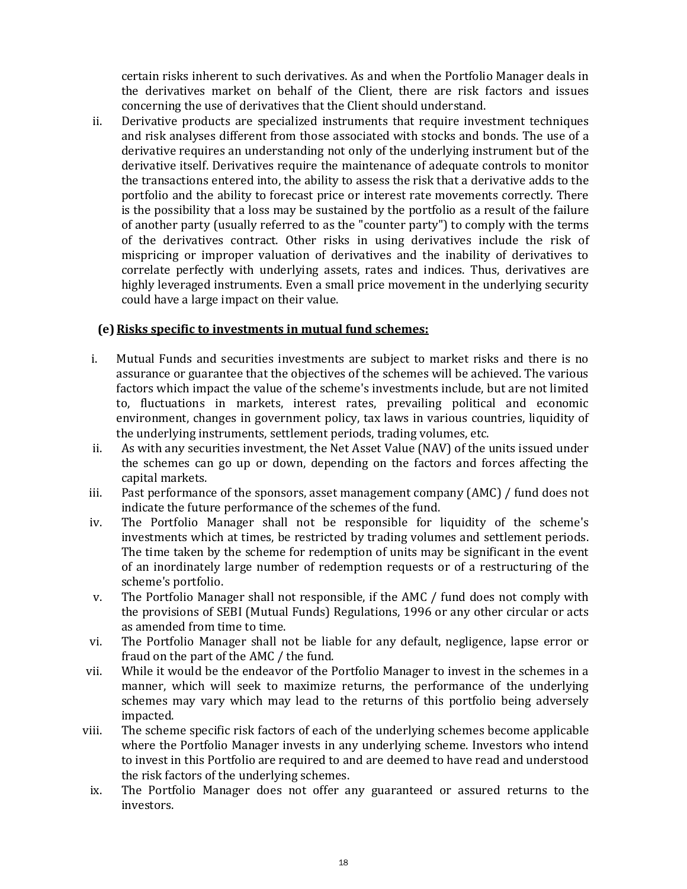certain risks inherent to such derivatives. As and when the Portfolio Manager deals in the derivatives market on behalf of the Client, there are risk factors and issues concerning the use of derivatives that the Client should understand.

ii. Derivative products are specialized instruments that require investment techniques and risk analyses different from those associated with stocks and bonds. The use of a derivative requires an understanding not only of the underlying instrument but of the derivative itself. Derivatives require the maintenance of adequate controls to monitor the transactions entered into, the ability to assess the risk that a derivative adds to the portfolio and the ability to forecast price or interest rate movements correctly. There is the possibility that a loss may be sustained by the portfolio as a result of the failure of another party (usually referred to as the "counter party") to comply with the terms of the derivatives contract. Other risks in using derivatives include the risk of mispricing or improper valuation of derivatives and the inability of derivatives to correlate perfectly with underlying assets, rates and indices. Thus, derivatives are highly leveraged instruments. Even a small price movement in the underlying security could have a large impact on their value.

**(e) Risks specific to investments in mutual fund schemes:**

i. Mutual Funds and securities investments are subject to market risks and there is no assurance or guarantee that the objectives of the schemes will be achieved. The various factors which impact the value of the scheme's investments include, but are not limited to, fluctuations in markets, interest rates, prevailing political and economic environment, changes in government policy, tax laws in various countries, liquidity of the underlying instruments, settlement periods, trading volumes, etc.

ii. As with any securities investment, the Net Asset Value (NAV) of the units issued under the schemes can go up or down, depending on the factors and forces affecting the capital markets.

iii. Past performance of the sponsors, asset management company (AMC) / fund does not indicate the future performance of the schemes of the fund.

iv. The Portfolio Manager shall not be responsible for liquidity of the scheme's investments which at times, be restricted by trading volumes and settlement periods. The time taken by the scheme for redemption of units may be significant in the event of an inordinately large number of redemption requests or of a restructuring of the scheme's portfolio.

v. The Portfolio Manager shall not responsible, if the AMC / fund does not comply with the provisions of SEBI (Mutual Funds) Regulations, 1996 or any other circular or acts as amended from time to time.

vi. The Portfolio Manager shall not be liable for any default, negligence, lapse error or fraud on the part of the AMC / the fund.

vii. While it would be the endeavor of the Portfolio Manager to invest in the schemes in a manner, which will seek to maximize returns, the performance of the underlying schemes may vary which may lead to the returns of this portfolio being adversely impacted.

viii. The scheme specific risk factors of each of the underlying schemes become applicable where the Portfolio Manager invests in any underlying scheme. Investors who intend to invest in this Portfolio are required to and are deemed to have read and understood the risk factors of the underlying schemes.

ix. The Portfolio Manager does not offer any guaranteed or assured returns to the investors.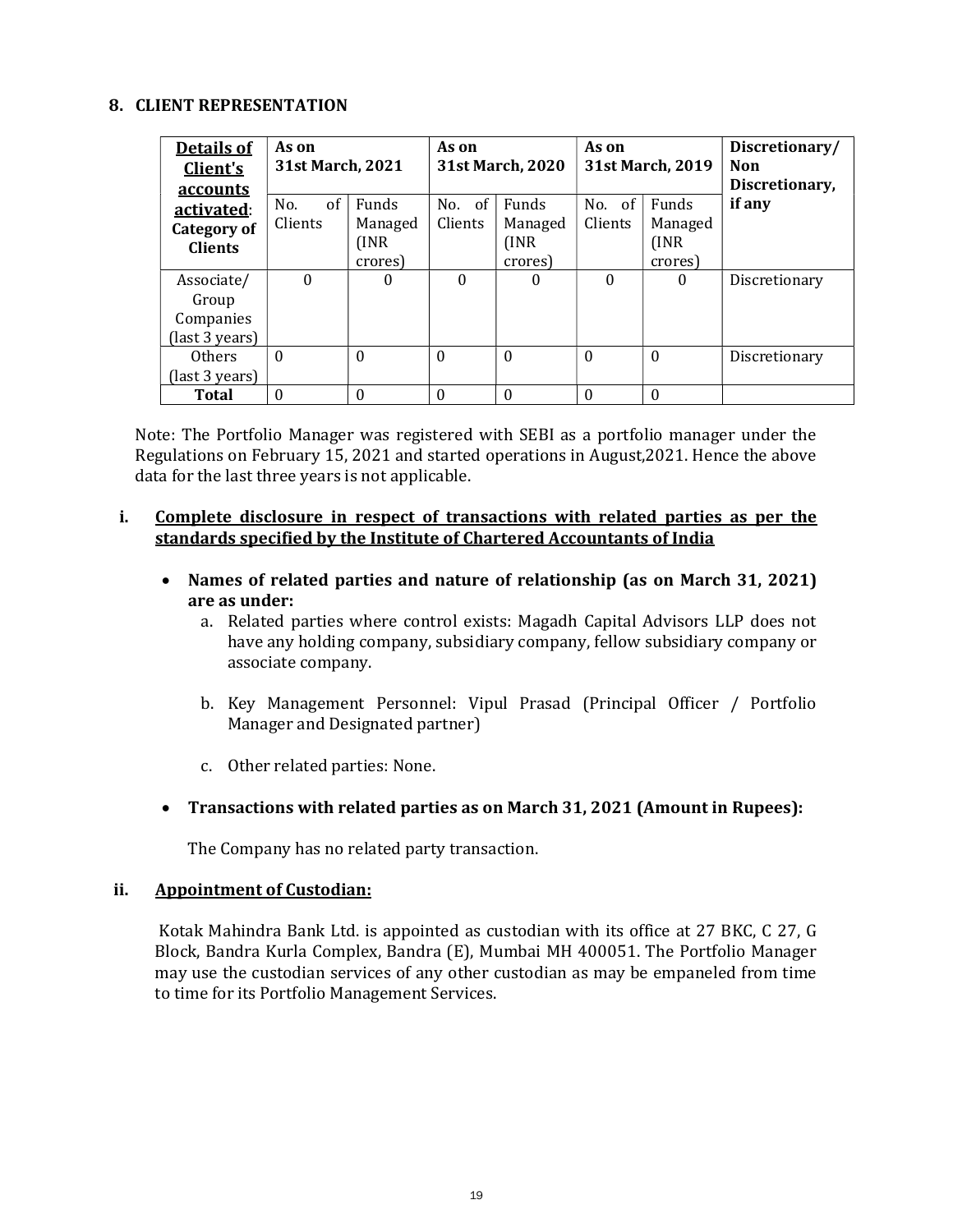## 8. CLIENT REPRESENTATION

| **Details of Client's accounts activated**: **Category of Clients** | **As on 31st March, 2021** | | **As on 31st March, 2020** | | **As on 31st March, 2019** | | **Discretionary/ Non Discretionary, if any** |
|---|---|---|---|---|---|---|---|
| | No. of Clients | Funds Managed (INR crores) | No. of Clients | Funds Managed (INR crores) | No. of Clients | Funds Managed (INR crores) | |
| Associate/ Group Companies (last 3 years) | 0 | 0 | 0 | 0 | 0 | 0 | Discretionary |
| Others (last 3 years) | 0 | 0 | 0 | 0 | 0 | 0 | Discretionary |
| **Total** | 0 | 0 | 0 | 0 | 0 | 0 | |

Note: The Portfolio Manager was registered with SEBI as a portfolio manager under the Regulations on February 15, 2021 and started operations in August,2021. Hence the above data for the last three years is not applicable.

### i. Complete disclosure in respect of transactions with related parties as per the standards specified by the Institute of Chartered Accountants of India

- **Names of related parties and nature of relationship (as on March 31, 2021) are as under:**
  a. Related parties where control exists: Magadh Capital Advisors LLP does not have any holding company, subsidiary company, fellow subsidiary company or associate company.

  b. Key Management Personnel: Vipul Prasad (Principal Officer / Portfolio Manager and Designated partner)

  c. Other related parties: None.

- **Transactions with related parties as on March 31, 2021 (Amount in Rupees):**

  The Company has no related party transaction.

### ii. Appointment of Custodian:

Kotak Mahindra Bank Ltd. is appointed as custodian with its office at 27 BKC, C 27, G Block, Bandra Kurla Complex, Bandra (E), Mumbai MH 400051. The Portfolio Manager may use the custodian services of any other custodian as may be empaneled from time to time for its Portfolio Management Services.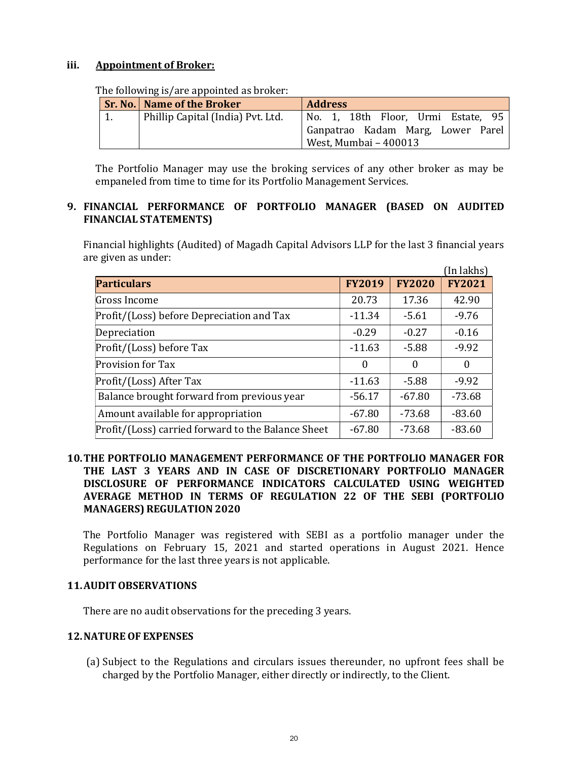### iii. Appointment of Broker:

The following is/are appointed as broker:

| Sr. No. | Name of the Broker | Address |
|---|---|---|
| 1. | Phillip Capital (India) Pvt. Ltd. | No. 1, 18th Floor, Urmi Estate, 95 Ganpatrao Kadam Marg, Lower Parel West, Mumbai – 400013 |

The Portfolio Manager may use the broking services of any other broker as may be empaneled from time to time for its Portfolio Management Services.

## 9. FINANCIAL PERFORMANCE OF PORTFOLIO MANAGER (BASED ON AUDITED FINANCIAL STATEMENTS)

Financial highlights (Audited) of Magadh Capital Advisors LLP for the last 3 financial years are given as under:

(In lakhs)

| Particulars | FY2019 | FY2020 | FY2021 |
|---|---|---|---|
| Gross Income | 20.73 | 17.36 | 42.90 |
| Profit/(Loss) before Depreciation and Tax | -11.34 | -5.61 | -9.76 |
| Depreciation | -0.29 | -0.27 | -0.16 |
| Profit/(Loss) before Tax | -11.63 | -5.88 | -9.92 |
| Provision for Tax | 0 | 0 | 0 |
| Profit/(Loss) After Tax | -11.63 | -5.88 | -9.92 |
| Balance brought forward from previous year | -56.17 | -67.80 | -73.68 |
| Amount available for appropriation | -67.80 | -73.68 | -83.60 |
| Profit/(Loss) carried forward to the Balance Sheet | -67.80 | -73.68 | -83.60 |

## 10. THE PORTFOLIO MANAGEMENT PERFORMANCE OF THE PORTFOLIO MANAGER FOR THE LAST 3 YEARS AND IN CASE OF DISCRETIONARY PORTFOLIO MANAGER DISCLOSURE OF PERFORMANCE INDICATORS CALCULATED USING WEIGHTED AVERAGE METHOD IN TERMS OF REGULATION 22 OF THE SEBI (PORTFOLIO MANAGERS) REGULATION 2020

The Portfolio Manager was registered with SEBI as a portfolio manager under the Regulations on February 15, 2021 and started operations in August 2021. Hence performance for the last three years is not applicable.

## 11. AUDIT OBSERVATIONS

There are no audit observations for the preceding 3 years.

## 12. NATURE OF EXPENSES

(a) Subject to the Regulations and circulars issues thereunder, no upfront fees shall be charged by the Portfolio Manager, either directly or indirectly, to the Client.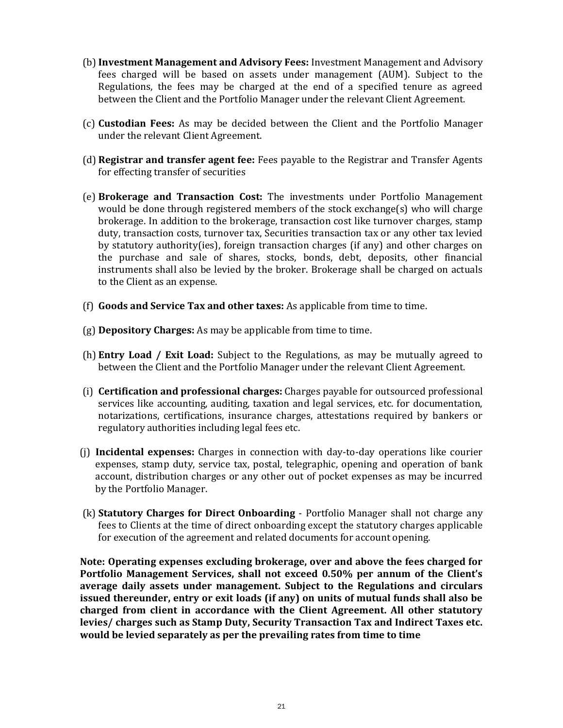(b) **Investment Management and Advisory Fees:** Investment Management and Advisory fees charged will be based on assets under management (AUM). Subject to the Regulations, the fees may be charged at the end of a specified tenure as agreed between the Client and the Portfolio Manager under the relevant Client Agreement.

(c) **Custodian Fees:** As may be decided between the Client and the Portfolio Manager under the relevant Client Agreement.

(d) **Registrar and transfer agent fee:** Fees payable to the Registrar and Transfer Agents for effecting transfer of securities

(e) **Brokerage and Transaction Cost:** The investments under Portfolio Management would be done through registered members of the stock exchange(s) who will charge brokerage. In addition to the brokerage, transaction cost like turnover charges, stamp duty, transaction costs, turnover tax, Securities transaction tax or any other tax levied by statutory authority(ies), foreign transaction charges (if any) and other charges on the purchase and sale of shares, stocks, bonds, debt, deposits, other financial instruments shall also be levied by the broker. Brokerage shall be charged on actuals to the Client as an expense.

(f) **Goods and Service Tax and other taxes:** As applicable from time to time.

(g) **Depository Charges:** As may be applicable from time to time.

(h) **Entry Load / Exit Load:** Subject to the Regulations, as may be mutually agreed to between the Client and the Portfolio Manager under the relevant Client Agreement.

(i) **Certification and professional charges:** Charges payable for outsourced professional services like accounting, auditing, taxation and legal services, etc. for documentation, notarizations, certifications, insurance charges, attestations required by bankers or regulatory authorities including legal fees etc.

(j) **Incidental expenses:** Charges in connection with day-to-day operations like courier expenses, stamp duty, service tax, postal, telegraphic, opening and operation of bank account, distribution charges or any other out of pocket expenses as may be incurred by the Portfolio Manager.

(k) **Statutory Charges for Direct Onboarding** - Portfolio Manager shall not charge any fees to Clients at the time of direct onboarding except the statutory charges applicable for execution of the agreement and related documents for account opening.

**Note: Operating expenses excluding brokerage, over and above the fees charged for Portfolio Management Services, shall not exceed 0.50% per annum of the Client's average daily assets under management. Subject to the Regulations and circulars issued thereunder, entry or exit loads (if any) on units of mutual funds shall also be charged from client in accordance with the Client Agreement. All other statutory levies/ charges such as Stamp Duty, Security Transaction Tax and Indirect Taxes etc. would be levied separately as per the prevailing rates from time to time**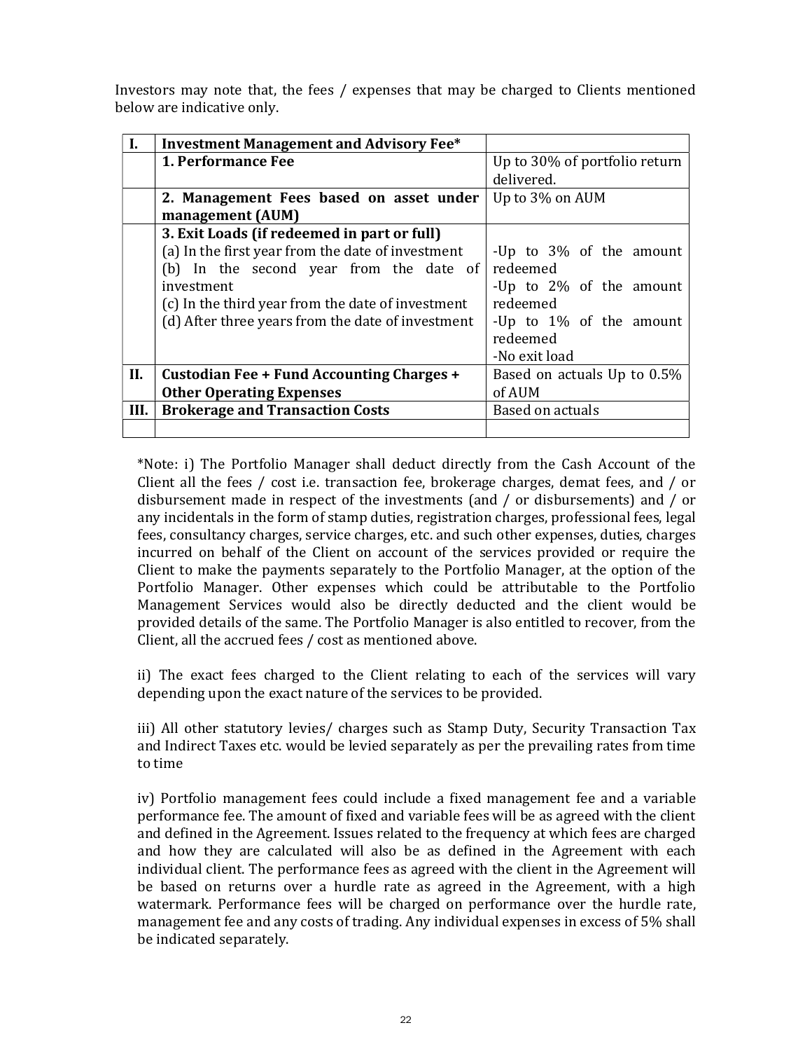Investors may note that, the fees / expenses that may be charged to Clients mentioned below are indicative only.

| I. | **Investment Management and Advisory Fee*** | |
|---|---|---|
| | **1. Performance Fee** | Up to 30% of portfolio return delivered. |
| | **2. Management Fees based on asset under management (AUM)** | Up to 3% on AUM |
| | **3. Exit Loads (if redeemed in part or full)**<br>(a) In the first year from the date of investment<br>(b) In the second year from the date of investment<br>(c) In the third year from the date of investment<br>(d) After three years from the date of investment | <br>-Up to 3% of the amount redeemed<br>-Up to 2% of the amount redeemed<br>-Up to 1% of the amount redeemed<br>-No exit load |
| II. | **Custodian Fee + Fund Accounting Charges + Other Operating Expenses** | Based on actuals Up to 0.5% of AUM |
| III. | **Brokerage and Transaction Costs** | Based on actuals |
| | | |

*Note: i) The Portfolio Manager shall deduct directly from the Cash Account of the Client all the fees / cost i.e. transaction fee, brokerage charges, demat fees, and / or disbursement made in respect of the investments (and / or disbursements) and / or any incidentals in the form of stamp duties, registration charges, professional fees, legal fees, consultancy charges, service charges, etc. and such other expenses, duties, charges incurred on behalf of the Client on account of the services provided or require the Client to make the payments separately to the Portfolio Manager, at the option of the Portfolio Manager. Other expenses which could be attributable to the Portfolio Management Services would also be directly deducted and the client would be provided details of the same. The Portfolio Manager is also entitled to recover, from the Client, all the accrued fees / cost as mentioned above.

ii) The exact fees charged to the Client relating to each of the services will vary depending upon the exact nature of the services to be provided.

iii) All other statutory levies/ charges such as Stamp Duty, Security Transaction Tax and Indirect Taxes etc. would be levied separately as per the prevailing rates from time to time

iv) Portfolio management fees could include a fixed management fee and a variable performance fee. The amount of fixed and variable fees will be as agreed with the client and defined in the Agreement. Issues related to the frequency at which fees are charged and how they are calculated will also be as defined in the Agreement with each individual client. The performance fees as agreed with the client in the Agreement will be based on returns over a hurdle rate as agreed in the Agreement, with a high watermark. Performance fees will be charged on performance over the hurdle rate, management fee and any costs of trading. Any individual expenses in excess of 5% shall be indicated separately.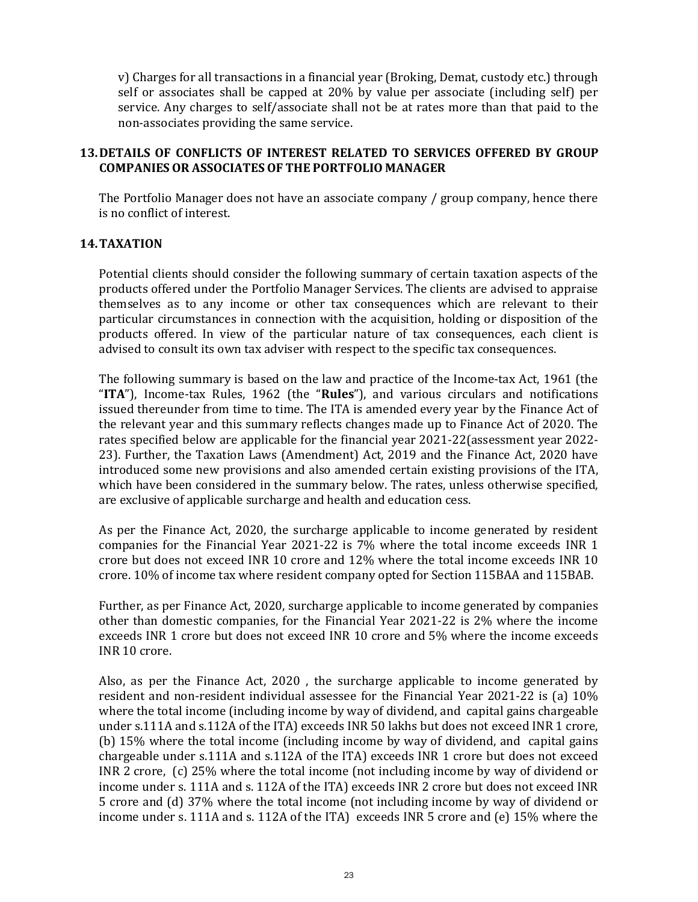v) Charges for all transactions in a financial year (Broking, Demat, custody etc.) through self or associates shall be capped at 20% by value per associate (including self) per service. Any charges to self/associate shall not be at rates more than that paid to the non-associates providing the same service.

## 13. DETAILS OF CONFLICTS OF INTEREST RELATED TO SERVICES OFFERED BY GROUP COMPANIES OR ASSOCIATES OF THE PORTFOLIO MANAGER

The Portfolio Manager does not have an associate company / group company, hence there is no conflict of interest.

## 14. TAXATION

Potential clients should consider the following summary of certain taxation aspects of the products offered under the Portfolio Manager Services. The clients are advised to appraise themselves as to any income or other tax consequences which are relevant to their particular circumstances in connection with the acquisition, holding or disposition of the products offered. In view of the particular nature of tax consequences, each client is advised to consult its own tax adviser with respect to the specific tax consequences.

The following summary is based on the law and practice of the Income-tax Act, 1961 (the "**ITA**"), Income-tax Rules, 1962 (the "**Rules**"), and various circulars and notifications issued thereunder from time to time. The ITA is amended every year by the Finance Act of the relevant year and this summary reflects changes made up to Finance Act of 2020. The rates specified below are applicable for the financial year 2021-22(assessment year 2022-23). Further, the Taxation Laws (Amendment) Act, 2019 and the Finance Act, 2020 have introduced some new provisions and also amended certain existing provisions of the ITA, which have been considered in the summary below. The rates, unless otherwise specified, are exclusive of applicable surcharge and health and education cess.

As per the Finance Act, 2020, the surcharge applicable to income generated by resident companies for the Financial Year 2021-22 is 7% where the total income exceeds INR 1 crore but does not exceed INR 10 crore and 12% where the total income exceeds INR 10 crore. 10% of income tax where resident company opted for Section 115BAA and 115BAB.

Further, as per Finance Act, 2020, surcharge applicable to income generated by companies other than domestic companies, for the Financial Year 2021-22 is 2% where the income exceeds INR 1 crore but does not exceed INR 10 crore and 5% where the income exceeds INR 10 crore.

Also, as per the Finance Act, 2020 , the surcharge applicable to income generated by resident and non-resident individual assessee for the Financial Year 2021-22 is (a) 10% where the total income (including income by way of dividend, and capital gains chargeable under s.111A and s.112A of the ITA) exceeds INR 50 lakhs but does not exceed INR 1 crore, (b) 15% where the total income (including income by way of dividend, and capital gains chargeable under s.111A and s.112A of the ITA) exceeds INR 1 crore but does not exceed INR 2 crore, (c) 25% where the total income (not including income by way of dividend or income under s. 111A and s. 112A of the ITA) exceeds INR 2 crore but does not exceed INR 5 crore and (d) 37% where the total income (not including income by way of dividend or income under s. 111A and s. 112A of the ITA) exceeds INR 5 crore and (e) 15% where the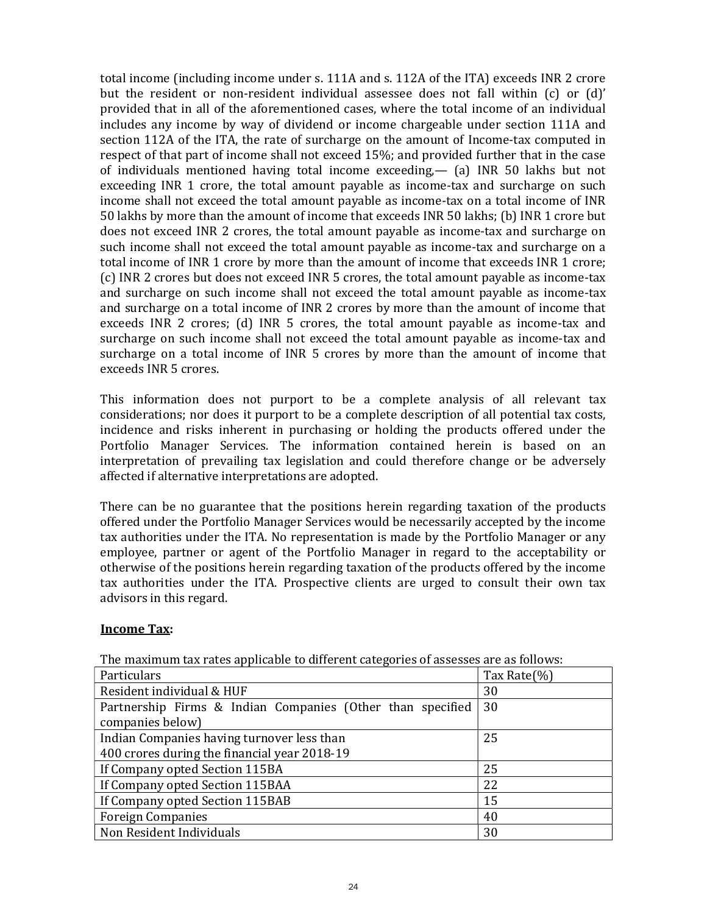total income (including income under s. 111A and s. 112A of the ITA) exceeds INR 2 crore but the resident or non-resident individual assessee does not fall within (c) or (d)' provided that in all of the aforementioned cases, where the total income of an individual includes any income by way of dividend or income chargeable under section 111A and section 112A of the ITA, the rate of surcharge on the amount of Income-tax computed in respect of that part of income shall not exceed 15%; and provided further that in the case of individuals mentioned having total income exceeding,— (a) INR 50 lakhs but not exceeding INR 1 crore, the total amount payable as income-tax and surcharge on such income shall not exceed the total amount payable as income-tax on a total income of INR 50 lakhs by more than the amount of income that exceeds INR 50 lakhs; (b) INR 1 crore but does not exceed INR 2 crores, the total amount payable as income-tax and surcharge on such income shall not exceed the total amount payable as income-tax and surcharge on a total income of INR 1 crore by more than the amount of income that exceeds INR 1 crore; (c) INR 2 crores but does not exceed INR 5 crores, the total amount payable as income-tax and surcharge on such income shall not exceed the total amount payable as income-tax and surcharge on a total income of INR 2 crores by more than the amount of income that exceeds INR 2 crores; (d) INR 5 crores, the total amount payable as income-tax and surcharge on such income shall not exceed the total amount payable as income-tax and surcharge on a total income of INR 5 crores by more than the amount of income that exceeds INR 5 crores.

This information does not purport to be a complete analysis of all relevant tax considerations; nor does it purport to be a complete description of all potential tax costs, incidence and risks inherent in purchasing or holding the products offered under the Portfolio Manager Services. The information contained herein is based on an interpretation of prevailing tax legislation and could therefore change or be adversely affected if alternative interpretations are adopted.

There can be no guarantee that the positions herein regarding taxation of the products offered under the Portfolio Manager Services would be necessarily accepted by the income tax authorities under the ITA. No representation is made by the Portfolio Manager or any employee, partner or agent of the Portfolio Manager in regard to the acceptability or otherwise of the positions herein regarding taxation of the products offered by the income tax authorities under the ITA. Prospective clients are urged to consult their own tax advisors in this regard.

**Income Tax:**

The maximum tax rates applicable to different categories of assesses are as follows:

| Particulars | Tax Rate(%) |
|---|---|
| Resident individual & HUF | 30 |
| Partnership Firms & Indian Companies (Other than specified companies below) | 30 |
| Indian Companies having turnover less than 400 crores during the financial year 2018-19 | 25 |
| If Company opted Section 115BA | 25 |
| If Company opted Section 115BAA | 22 |
| If Company opted Section 115BAB | 15 |
| Foreign Companies | 40 |
| Non Resident Individuals | 30 |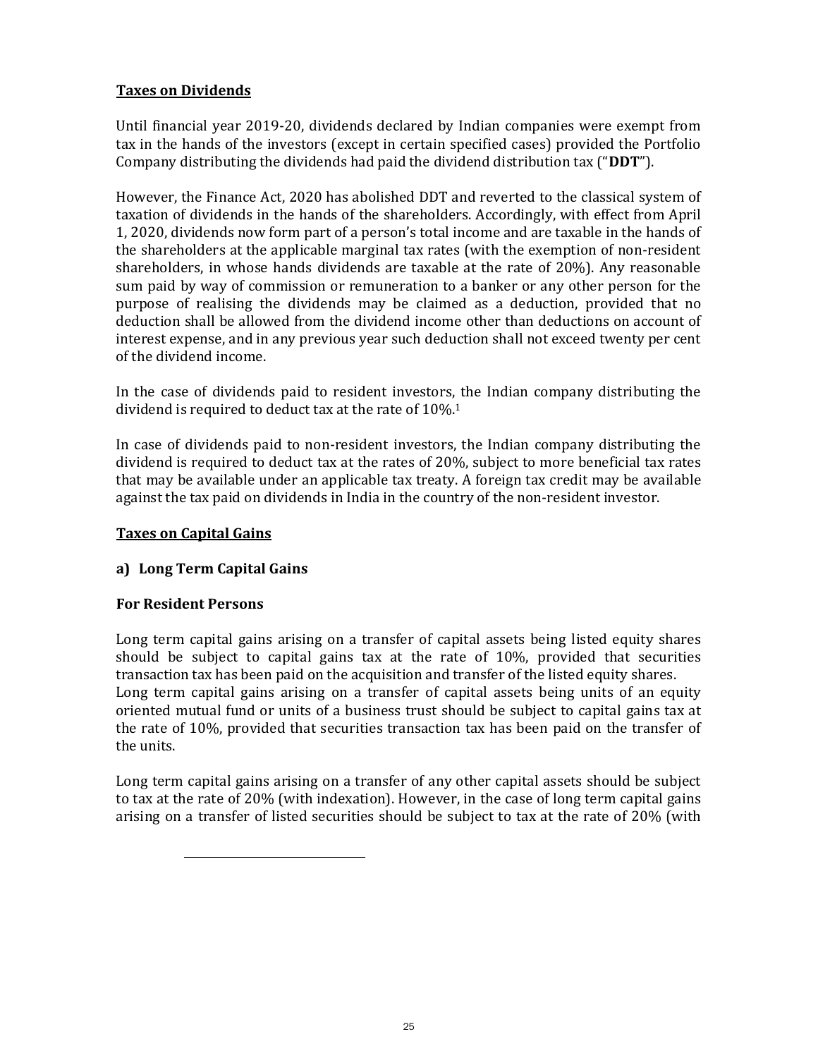**Taxes on Dividends**

Until financial year 2019-20, dividends declared by Indian companies were exempt from tax in the hands of the investors (except in certain specified cases) provided the Portfolio Company distributing the dividends had paid the dividend distribution tax ("**DDT**").

However, the Finance Act, 2020 has abolished DDT and reverted to the classical system of taxation of dividends in the hands of the shareholders. Accordingly, with effect from April 1, 2020, dividends now form part of a person's total income and are taxable in the hands of the shareholders at the applicable marginal tax rates (with the exemption of non-resident shareholders, in whose hands dividends are taxable at the rate of 20%). Any reasonable sum paid by way of commission or remuneration to a banker or any other person for the purpose of realising the dividends may be claimed as a deduction, provided that no deduction shall be allowed from the dividend income other than deductions on account of interest expense, and in any previous year such deduction shall not exceed twenty per cent of the dividend income.

In the case of dividends paid to resident investors, the Indian company distributing the dividend is required to deduct tax at the rate of 10%.[1]

In case of dividends paid to non-resident investors, the Indian company distributing the dividend is required to deduct tax at the rates of 20%, subject to more beneficial tax rates that may be available under an applicable tax treaty. A foreign tax credit may be available against the tax paid on dividends in India in the country of the non-resident investor.

**Taxes on Capital Gains**

**a) Long Term Capital Gains**

**For Resident Persons**

Long term capital gains arising on a transfer of capital assets being listed equity shares should be subject to capital gains tax at the rate of 10%, provided that securities transaction tax has been paid on the acquisition and transfer of the listed equity shares.
Long term capital gains arising on a transfer of capital assets being units of an equity oriented mutual fund or units of a business trust should be subject to capital gains tax at the rate of 10%, provided that securities transaction tax has been paid on the transfer of the units.

Long term capital gains arising on a transfer of any other capital assets should be subject to tax at the rate of 20% (with indexation). However, in the case of long term capital gains arising on a transfer of listed securities should be subject to tax at the rate of 20% (with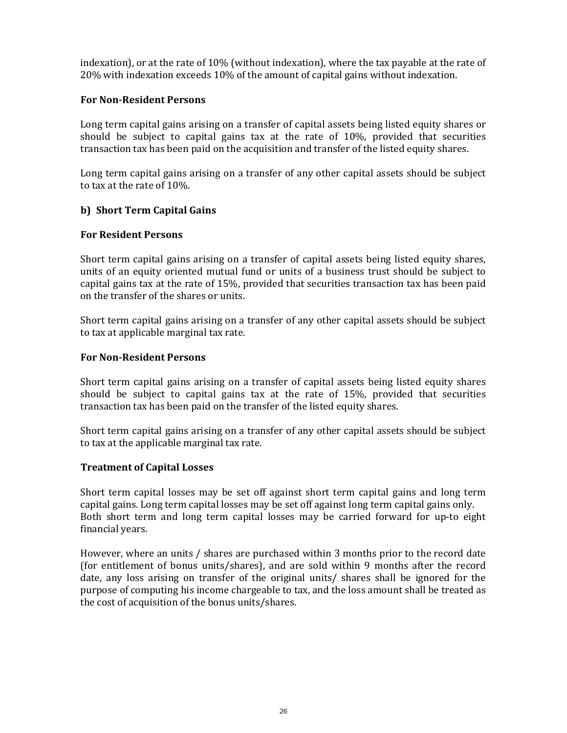indexation), or at the rate of 10% (without indexation), where the tax payable at the rate of 20% with indexation exceeds 10% of the amount of capital gains without indexation.

**For Non-Resident Persons**

Long term capital gains arising on a transfer of capital assets being listed equity shares or should be subject to capital gains tax at the rate of 10%, provided that securities transaction tax has been paid on the acquisition and transfer of the listed equity shares.

Long term capital gains arising on a transfer of any other capital assets should be subject to tax at the rate of 10%.

**b) Short Term Capital Gains**

**For Resident Persons**

Short term capital gains arising on a transfer of capital assets being listed equity shares, units of an equity oriented mutual fund or units of a business trust should be subject to capital gains tax at the rate of 15%, provided that securities transaction tax has been paid on the transfer of the shares or units.

Short term capital gains arising on a transfer of any other capital assets should be subject to tax at applicable marginal tax rate.

**For Non-Resident Persons**

Short term capital gains arising on a transfer of capital assets being listed equity shares should be subject to capital gains tax at the rate of 15%, provided that securities transaction tax has been paid on the transfer of the listed equity shares.

Short term capital gains arising on a transfer of any other capital assets should be subject to tax at the applicable marginal tax rate.

**Treatment of Capital Losses**

Short term capital losses may be set off against short term capital gains and long term capital gains. Long term capital losses may be set off against long term capital gains only. Both short term and long term capital losses may be carried forward for up-to eight financial years.

However, where an units / shares are purchased within 3 months prior to the record date (for entitlement of bonus units/shares), and are sold within 9 months after the record date, any loss arising on transfer of the original units/ shares shall be ignored for the purpose of computing his income chargeable to tax, and the loss amount shall be treated as the cost of acquisition of the bonus units/shares.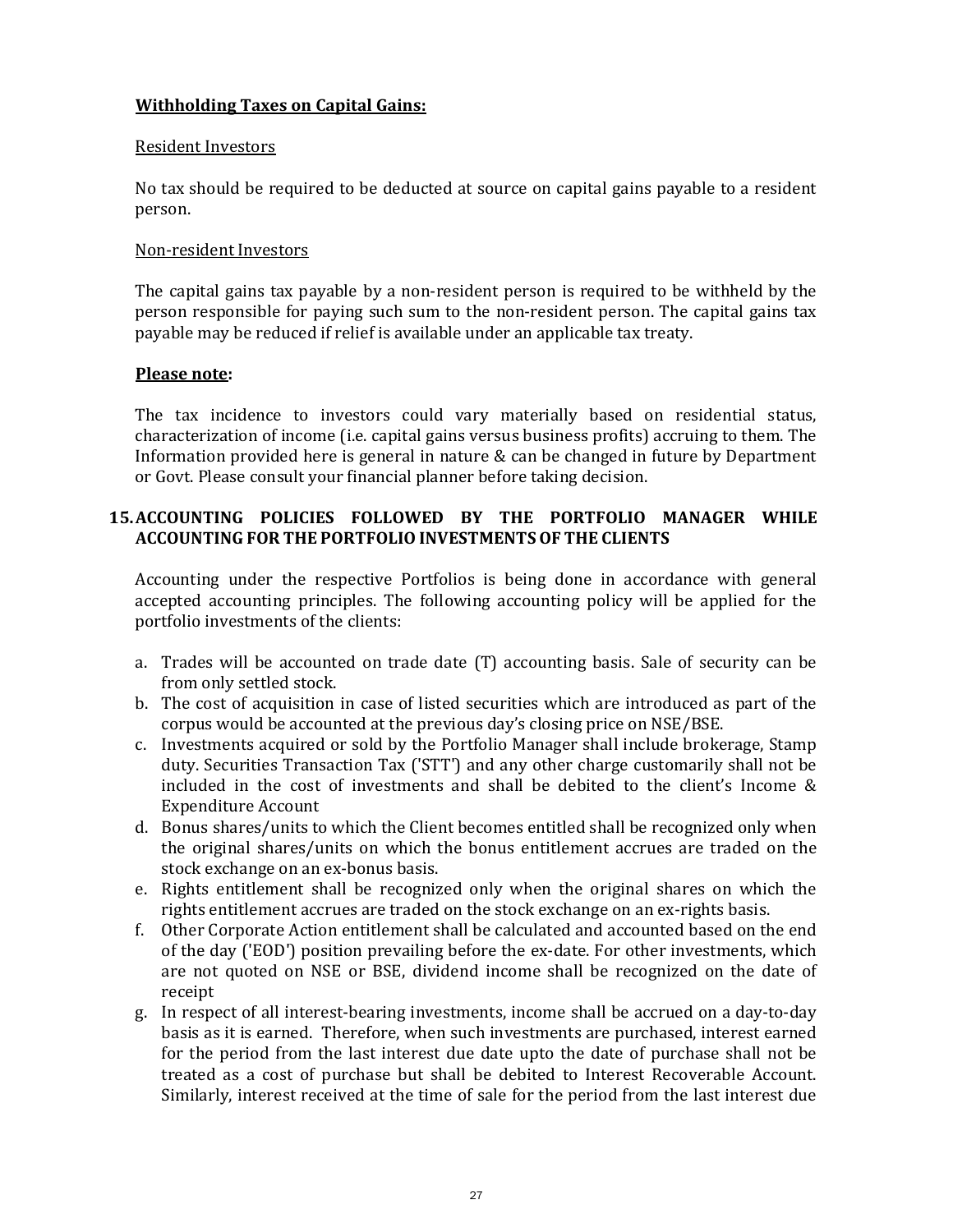**Withholding Taxes on Capital Gains:**

Resident Investors

No tax should be required to be deducted at source on capital gains payable to a resident person.

Non-resident Investors

The capital gains tax payable by a non-resident person is required to be withheld by the person responsible for paying such sum to the non-resident person. The capital gains tax payable may be reduced if relief is available under an applicable tax treaty.

**Please note:**

The tax incidence to investors could vary materially based on residential status, characterization of income (i.e. capital gains versus business profits) accruing to them. The Information provided here is general in nature & can be changed in future by Department or Govt. Please consult your financial planner before taking decision.

## 15. ACCOUNTING POLICIES FOLLOWED BY THE PORTFOLIO MANAGER WHILE ACCOUNTING FOR THE PORTFOLIO INVESTMENTS OF THE CLIENTS

Accounting under the respective Portfolios is being done in accordance with general accepted accounting principles. The following accounting policy will be applied for the portfolio investments of the clients:

a. Trades will be accounted on trade date (T) accounting basis. Sale of security can be from only settled stock.
b. The cost of acquisition in case of listed securities which are introduced as part of the corpus would be accounted at the previous day's closing price on NSE/BSE.
c. Investments acquired or sold by the Portfolio Manager shall include brokerage, Stamp duty. Securities Transaction Tax ('STT') and any other charge customarily shall not be included in the cost of investments and shall be debited to the client's Income & Expenditure Account
d. Bonus shares/units to which the Client becomes entitled shall be recognized only when the original shares/units on which the bonus entitlement accrues are traded on the stock exchange on an ex-bonus basis.
e. Rights entitlement shall be recognized only when the original shares on which the rights entitlement accrues are traded on the stock exchange on an ex-rights basis.
f. Other Corporate Action entitlement shall be calculated and accounted based on the end of the day ('EOD') position prevailing before the ex-date. For other investments, which are not quoted on NSE or BSE, dividend income shall be recognized on the date of receipt
g. In respect of all interest-bearing investments, income shall be accrued on a day-to-day basis as it is earned. Therefore, when such investments are purchased, interest earned for the period from the last interest due date upto the date of purchase shall not be treated as a cost of purchase but shall be debited to Interest Recoverable Account. Similarly, interest received at the time of sale for the period from the last interest due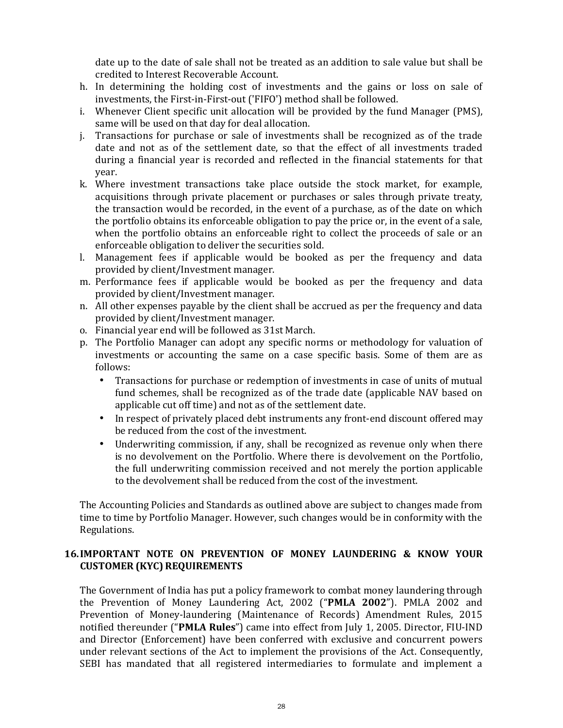date up to the date of sale shall not be treated as an addition to sale value but shall be credited to Interest Recoverable Account.

h. In determining the holding cost of investments and the gains or loss on sale of investments, the First-in-First-out ('FIFO') method shall be followed.
i. Whenever Client specific unit allocation will be provided by the fund Manager (PMS), same will be used on that day for deal allocation.
j. Transactions for purchase or sale of investments shall be recognized as of the trade date and not as of the settlement date, so that the effect of all investments traded during a financial year is recorded and reflected in the financial statements for that year.
k. Where investment transactions take place outside the stock market, for example, acquisitions through private placement or purchases or sales through private treaty, the transaction would be recorded, in the event of a purchase, as of the date on which the portfolio obtains its enforceable obligation to pay the price or, in the event of a sale, when the portfolio obtains an enforceable right to collect the proceeds of sale or an enforceable obligation to deliver the securities sold.
l. Management fees if applicable would be booked as per the frequency and data provided by client/Investment manager.
m. Performance fees if applicable would be booked as per the frequency and data provided by client/Investment manager.
n. All other expenses payable by the client shall be accrued as per the frequency and data provided by client/Investment manager.
o. Financial year end will be followed as 31st March.
p. The Portfolio Manager can adopt any specific norms or methodology for valuation of investments or accounting the same on a case specific basis. Some of them are as follows:
   - Transactions for purchase or redemption of investments in case of units of mutual fund schemes, shall be recognized as of the trade date (applicable NAV based on applicable cut off time) and not as of the settlement date.
   - In respect of privately placed debt instruments any front-end discount offered may be reduced from the cost of the investment.
   - Underwriting commission, if any, shall be recognized as revenue only when there is no devolvement on the Portfolio. Where there is devolvement on the Portfolio, the full underwriting commission received and not merely the portion applicable to the devolvement shall be reduced from the cost of the investment.

The Accounting Policies and Standards as outlined above are subject to changes made from time to time by Portfolio Manager. However, such changes would be in conformity with the Regulations.

## 16. IMPORTANT NOTE ON PREVENTION OF MONEY LAUNDERING & KNOW YOUR CUSTOMER (KYC) REQUIREMENTS

The Government of India has put a policy framework to combat money laundering through the Prevention of Money Laundering Act, 2002 ("**PMLA 2002**"). PMLA 2002 and Prevention of Money-laundering (Maintenance of Records) Amendment Rules, 2015 notified thereunder ("**PMLA Rules**") came into effect from July 1, 2005. Director, FIU-IND and Director (Enforcement) have been conferred with exclusive and concurrent powers under relevant sections of the Act to implement the provisions of the Act. Consequently, SEBI has mandated that all registered intermediaries to formulate and implement a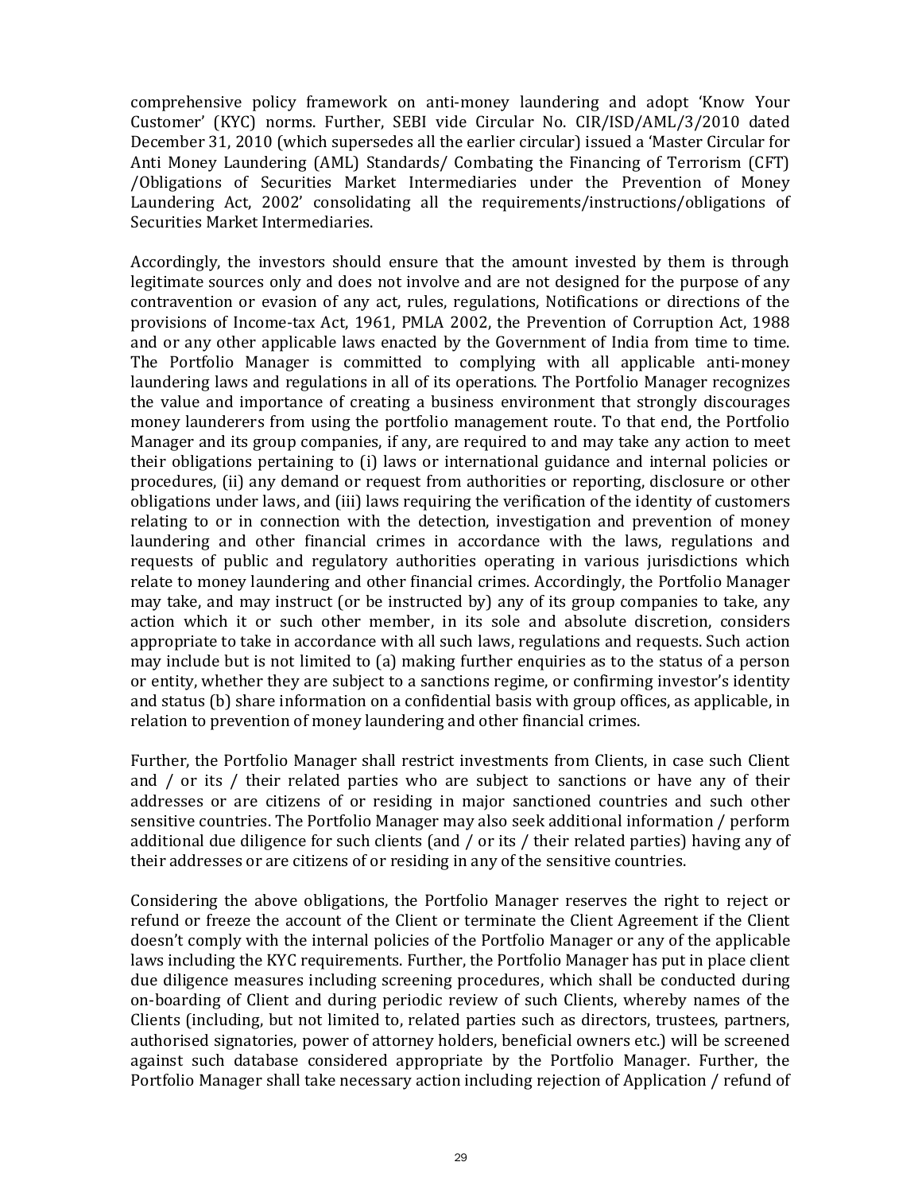comprehensive policy framework on anti-money laundering and adopt 'Know Your Customer' (KYC) norms. Further, SEBI vide Circular No. CIR/ISD/AML/3/2010 dated December 31, 2010 (which supersedes all the earlier circular) issued a 'Master Circular for Anti Money Laundering (AML) Standards/ Combating the Financing of Terrorism (CFT) /Obligations of Securities Market Intermediaries under the Prevention of Money Laundering Act, 2002' consolidating all the requirements/instructions/obligations of Securities Market Intermediaries.

Accordingly, the investors should ensure that the amount invested by them is through legitimate sources only and does not involve and are not designed for the purpose of any contravention or evasion of any act, rules, regulations, Notifications or directions of the provisions of Income-tax Act, 1961, PMLA 2002, the Prevention of Corruption Act, 1988 and or any other applicable laws enacted by the Government of India from time to time. The Portfolio Manager is committed to complying with all applicable anti-money laundering laws and regulations in all of its operations. The Portfolio Manager recognizes the value and importance of creating a business environment that strongly discourages money launderers from using the portfolio management route. To that end, the Portfolio Manager and its group companies, if any, are required to and may take any action to meet their obligations pertaining to (i) laws or international guidance and internal policies or procedures, (ii) any demand or request from authorities or reporting, disclosure or other obligations under laws, and (iii) laws requiring the verification of the identity of customers relating to or in connection with the detection, investigation and prevention of money laundering and other financial crimes in accordance with the laws, regulations and requests of public and regulatory authorities operating in various jurisdictions which relate to money laundering and other financial crimes. Accordingly, the Portfolio Manager may take, and may instruct (or be instructed by) any of its group companies to take, any action which it or such other member, in its sole and absolute discretion, considers appropriate to take in accordance with all such laws, regulations and requests. Such action may include but is not limited to (a) making further enquiries as to the status of a person or entity, whether they are subject to a sanctions regime, or confirming investor's identity and status (b) share information on a confidential basis with group offices, as applicable, in relation to prevention of money laundering and other financial crimes.

Further, the Portfolio Manager shall restrict investments from Clients, in case such Client and / or its / their related parties who are subject to sanctions or have any of their addresses or are citizens of or residing in major sanctioned countries and such other sensitive countries. The Portfolio Manager may also seek additional information / perform additional due diligence for such clients (and / or its / their related parties) having any of their addresses or are citizens of or residing in any of the sensitive countries.

Considering the above obligations, the Portfolio Manager reserves the right to reject or refund or freeze the account of the Client or terminate the Client Agreement if the Client doesn't comply with the internal policies of the Portfolio Manager or any of the applicable laws including the KYC requirements. Further, the Portfolio Manager has put in place client due diligence measures including screening procedures, which shall be conducted during on-boarding of Client and during periodic review of such Clients, whereby names of the Clients (including, but not limited to, related parties such as directors, trustees, partners, authorised signatories, power of attorney holders, beneficial owners etc.) will be screened against such database considered appropriate by the Portfolio Manager. Further, the Portfolio Manager shall take necessary action including rejection of Application / refund of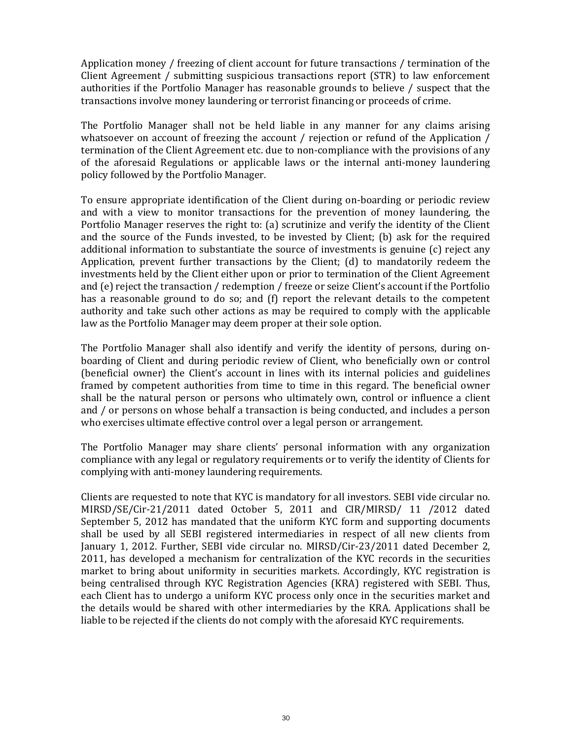Application money / freezing of client account for future transactions / termination of the Client Agreement / submitting suspicious transactions report (STR) to law enforcement authorities if the Portfolio Manager has reasonable grounds to believe / suspect that the transactions involve money laundering or terrorist financing or proceeds of crime.

The Portfolio Manager shall not be held liable in any manner for any claims arising whatsoever on account of freezing the account / rejection or refund of the Application / termination of the Client Agreement etc. due to non-compliance with the provisions of any of the aforesaid Regulations or applicable laws or the internal anti-money laundering policy followed by the Portfolio Manager.

To ensure appropriate identification of the Client during on-boarding or periodic review and with a view to monitor transactions for the prevention of money laundering, the Portfolio Manager reserves the right to: (a) scrutinize and verify the identity of the Client and the source of the Funds invested, to be invested by Client; (b) ask for the required additional information to substantiate the source of investments is genuine (c) reject any Application, prevent further transactions by the Client; (d) to mandatorily redeem the investments held by the Client either upon or prior to termination of the Client Agreement and (e) reject the transaction / redemption / freeze or seize Client's account if the Portfolio has a reasonable ground to do so; and (f) report the relevant details to the competent authority and take such other actions as may be required to comply with the applicable law as the Portfolio Manager may deem proper at their sole option.

The Portfolio Manager shall also identify and verify the identity of persons, during on-boarding of Client and during periodic review of Client, who beneficially own or control (beneficial owner) the Client's account in lines with its internal policies and guidelines framed by competent authorities from time to time in this regard. The beneficial owner shall be the natural person or persons who ultimately own, control or influence a client and / or persons on whose behalf a transaction is being conducted, and includes a person who exercises ultimate effective control over a legal person or arrangement.

The Portfolio Manager may share clients' personal information with any organization compliance with any legal or regulatory requirements or to verify the identity of Clients for complying with anti-money laundering requirements.

Clients are requested to note that KYC is mandatory for all investors. SEBI vide circular no. MIRSD/SE/Cir-21/2011 dated October 5, 2011 and CIR/MIRSD/ 11 /2012 dated September 5, 2012 has mandated that the uniform KYC form and supporting documents shall be used by all SEBI registered intermediaries in respect of all new clients from January 1, 2012. Further, SEBI vide circular no. MIRSD/Cir-23/2011 dated December 2, 2011, has developed a mechanism for centralization of the KYC records in the securities market to bring about uniformity in securities markets. Accordingly, KYC registration is being centralised through KYC Registration Agencies (KRA) registered with SEBI. Thus, each Client has to undergo a uniform KYC process only once in the securities market and the details would be shared with other intermediaries by the KRA. Applications shall be liable to be rejected if the clients do not comply with the aforesaid KYC requirements.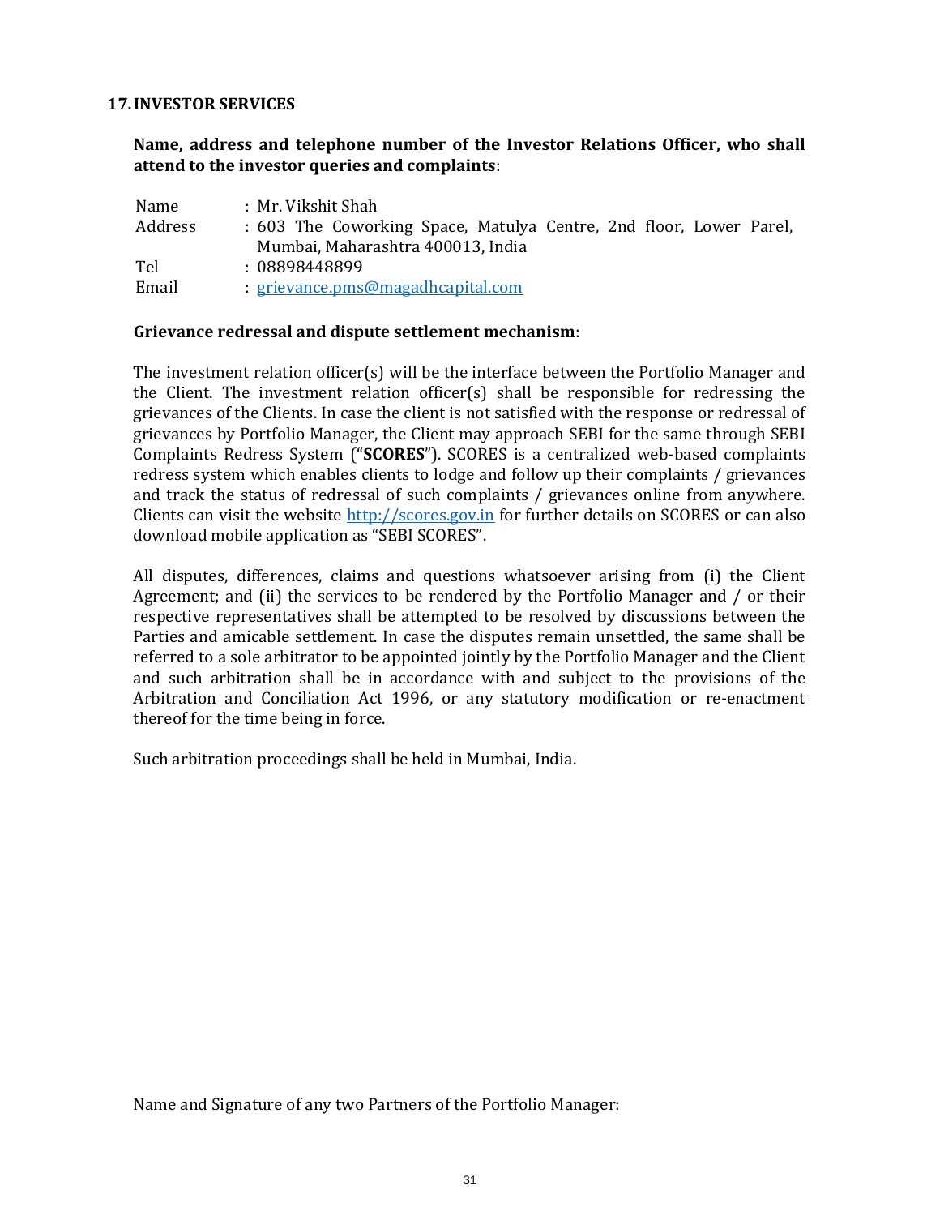## 17. INVESTOR SERVICES

**Name, address and telephone number of the Investor Relations Officer, who shall attend to the investor queries and complaints**:

| | |
|---|---|
| Name | : Mr. Vikshit Shah |
| Address | : 603 The Coworking Space, Matulya Centre, 2nd floor, Lower Parel, Mumbai, Maharashtra 400013, India |
| Tel | : 08898448899 |
| Email | : grievance.pms@magadhcapital.com |

**Grievance redressal and dispute settlement mechanism**:

The investment relation officer(s) will be the interface between the Portfolio Manager and the Client. The investment relation officer(s) shall be responsible for redressing the grievances of the Clients. In case the client is not satisfied with the response or redressal of grievances by Portfolio Manager, the Client may approach SEBI for the same through SEBI Complaints Redress System ("**SCORES**"). SCORES is a centralized web-based complaints redress system which enables clients to lodge and follow up their complaints / grievances and track the status of redressal of such complaints / grievances online from anywhere. Clients can visit the website http://scores.gov.in for further details on SCORES or can also download mobile application as "SEBI SCORES".

All disputes, differences, claims and questions whatsoever arising from (i) the Client Agreement; and (ii) the services to be rendered by the Portfolio Manager and / or their respective representatives shall be attempted to be resolved by discussions between the Parties and amicable settlement. In case the disputes remain unsettled, the same shall be referred to a sole arbitrator to be appointed jointly by the Portfolio Manager and the Client and such arbitration shall be in accordance with and subject to the provisions of the Arbitration and Conciliation Act 1996, or any statutory modification or re-enactment thereof for the time being in force.

Such arbitration proceedings shall be held in Mumbai, India.

Name and Signature of any two Partners of the Portfolio Manager: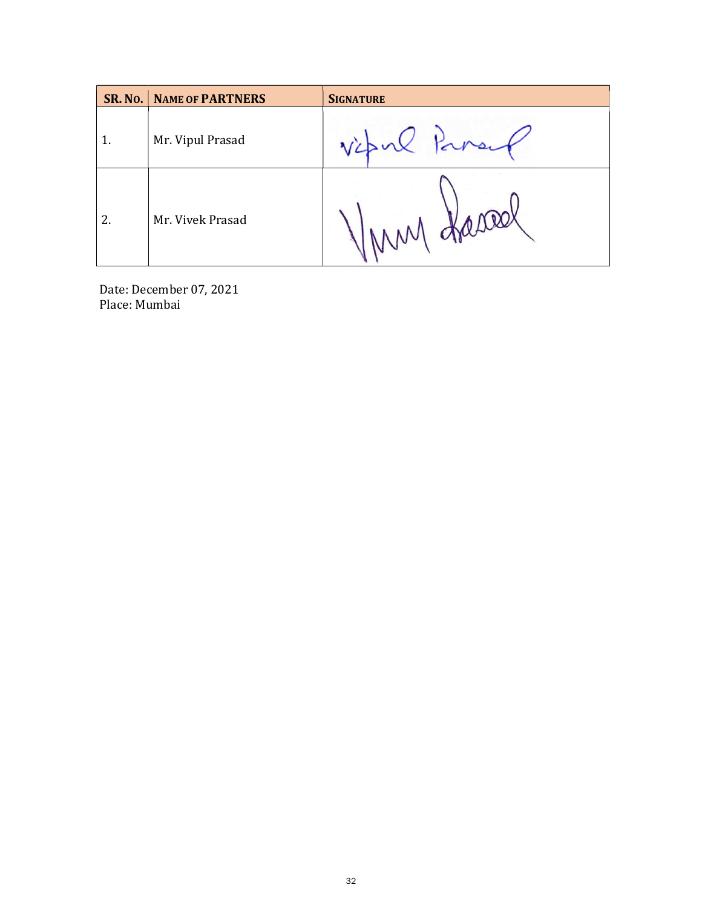| SR. NO. | NAME OF PARTNERS | SIGNATURE |
|---|---|---|
| 1. | Mr. Vipul Prasad | |
| 2. | Mr. Vivek Prasad | |

Date: December 07, 2021
Place: Mumbai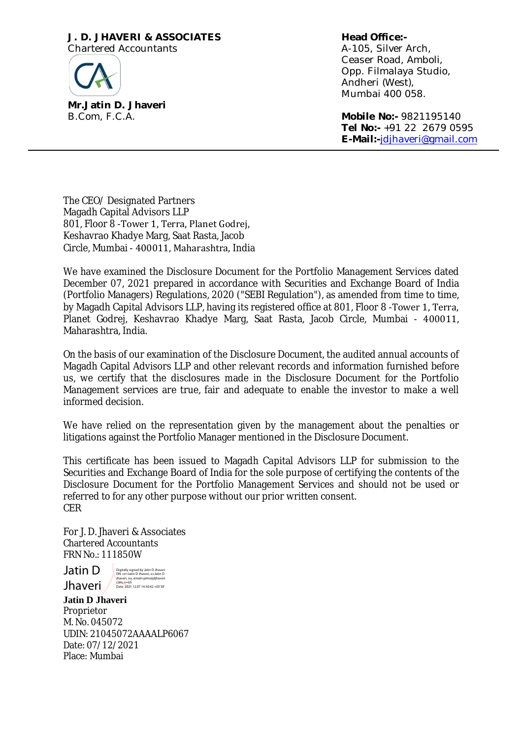**J. D. JHAVERI & ASSOCIATES**
Chartered Accountants

**Mr.Jatin D. Jhaveri**
B.Com, F.C.A.

**Head Office:-**
A-105, Silver Arch,
Ceaser Road, Amboli,
Opp. Filmalaya Studio,
Andheri (West),
Mumbai 400 058.

**Mobile No:-** 9821195140
**Tel No:-** +91 22 2679 0595
**E-Mail:-**jdjhaveri@gmail.com

---

The CEO/ Designated Partners
Magadh Capital Advisors LLP
801, Floor 8 -Tower 1, Terra, Planet Godrej,
Keshavrao Khadye Marg, Saat Rasta, Jacob
Circle, Mumbai - 400011, Maharashtra, India

We have examined the Disclosure Document for the Portfolio Management Services dated December 07, 2021 prepared in accordance with Securities and Exchange Board of India (Portfolio Managers) Regulations, 2020 ("SEBI Regulation"), as amended from time to time, by Magadh Capital Advisors LLP, having its registered office at 801, Floor 8 -Tower 1, Terra, Planet Godrej, Keshavrao Khadye Marg, Saat Rasta, Jacob Circle, Mumbai - 400011, Maharashtra, India.

On the basis of our examination of the Disclosure Document, the audited annual accounts of Magadh Capital Advisors LLP and other relevant records and information furnished before us, we certify that the disclosures made in the Disclosure Document for the Portfolio Management services are true, fair and adequate to enable the investor to make a well informed decision.

We have relied on the representation given by the management about the penalties or litigations against the Portfolio Manager mentioned in the Disclosure Document.

This certificate has been issued to Magadh Capital Advisors LLP for submission to the Securities and Exchange Board of India for the sole purpose of certifying the contents of the Disclosure Document for the Portfolio Management Services and should not be used or referred to for any other purpose without our prior written consent.
CER

For J. D. Jhaveri & Associates
Chartered Accountants
FRN No.: 111850W

Jatin D Jhaveri

Digitally signed by Jatin D Jhaveri
DN: cn=Jatin D Jhaveri, o=Jatin D Jhaveri, ou, email=jatin@jdjhaveri.com, c=US
Date: 2021.12.07 14:50:42 +05'30'

**Jatin D Jhaveri**
Proprietor
M. No. 045072
UDIN: 21045072AAAALP6067
Date: 07/12/2021
Place: Mumbai